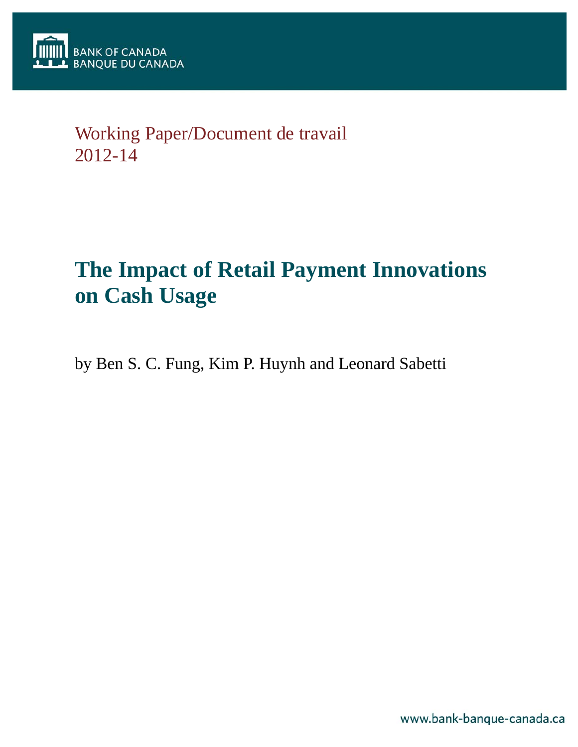BANK OF CANADA
BANQUE DU CANADA

Working Paper/Document de travail
2012-14

# The Impact of Retail Payment Innovations on Cash Usage

by Ben S. C. Fung, Kim P. Huynh and Leonard Sabetti

www.bank-banque-canada.ca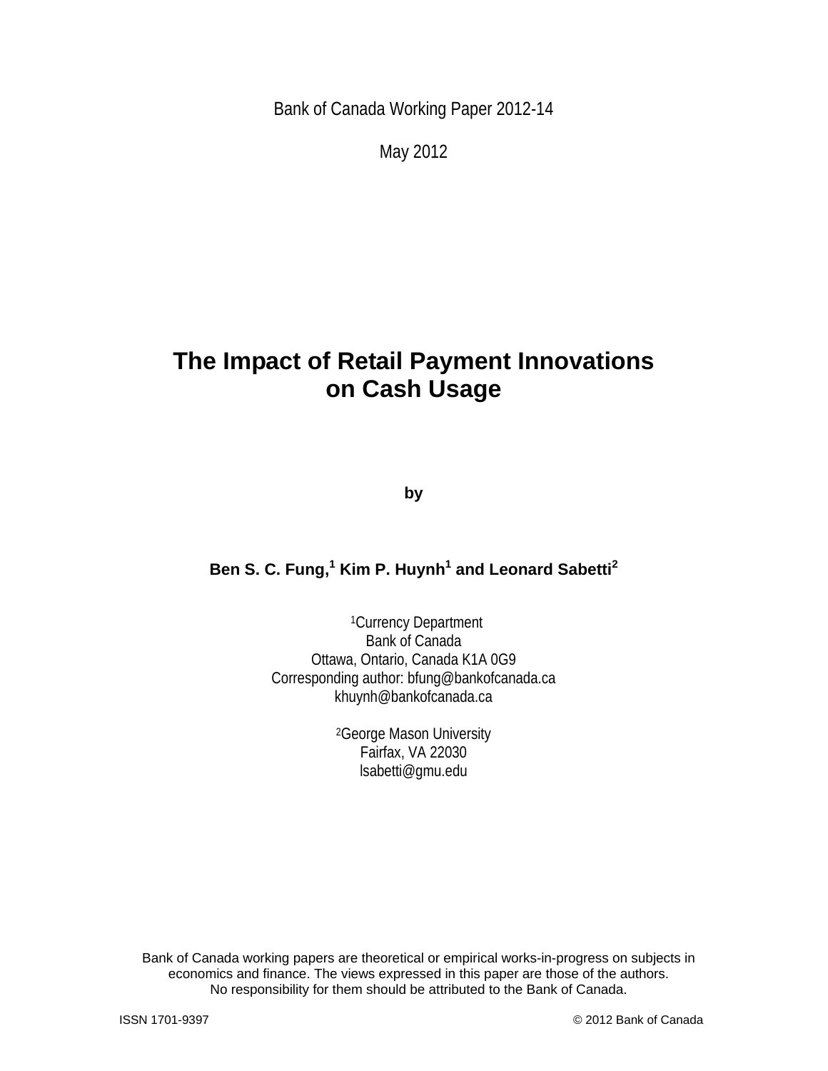Bank of Canada Working Paper 2012-14

May 2012

# The Impact of Retail Payment Innovations on Cash Usage

**by**

**Ben S. C. Fung,[1] Kim P. Huynh[1] and Leonard Sabetti[2]**

[1]Currency Department
Bank of Canada
Ottawa, Ontario, Canada K1A 0G9
Corresponding author: bfung@bankofcanada.ca
khuynh@bankofcanada.ca

[2]George Mason University
Fairfax, VA 22030
lsabetti@gmu.edu

Bank of Canada working papers are theoretical or empirical works-in-progress on subjects in economics and finance. The views expressed in this paper are those of the authors. No responsibility for them should be attributed to the Bank of Canada.

ISSN 1701-9397 © 2012 Bank of Canada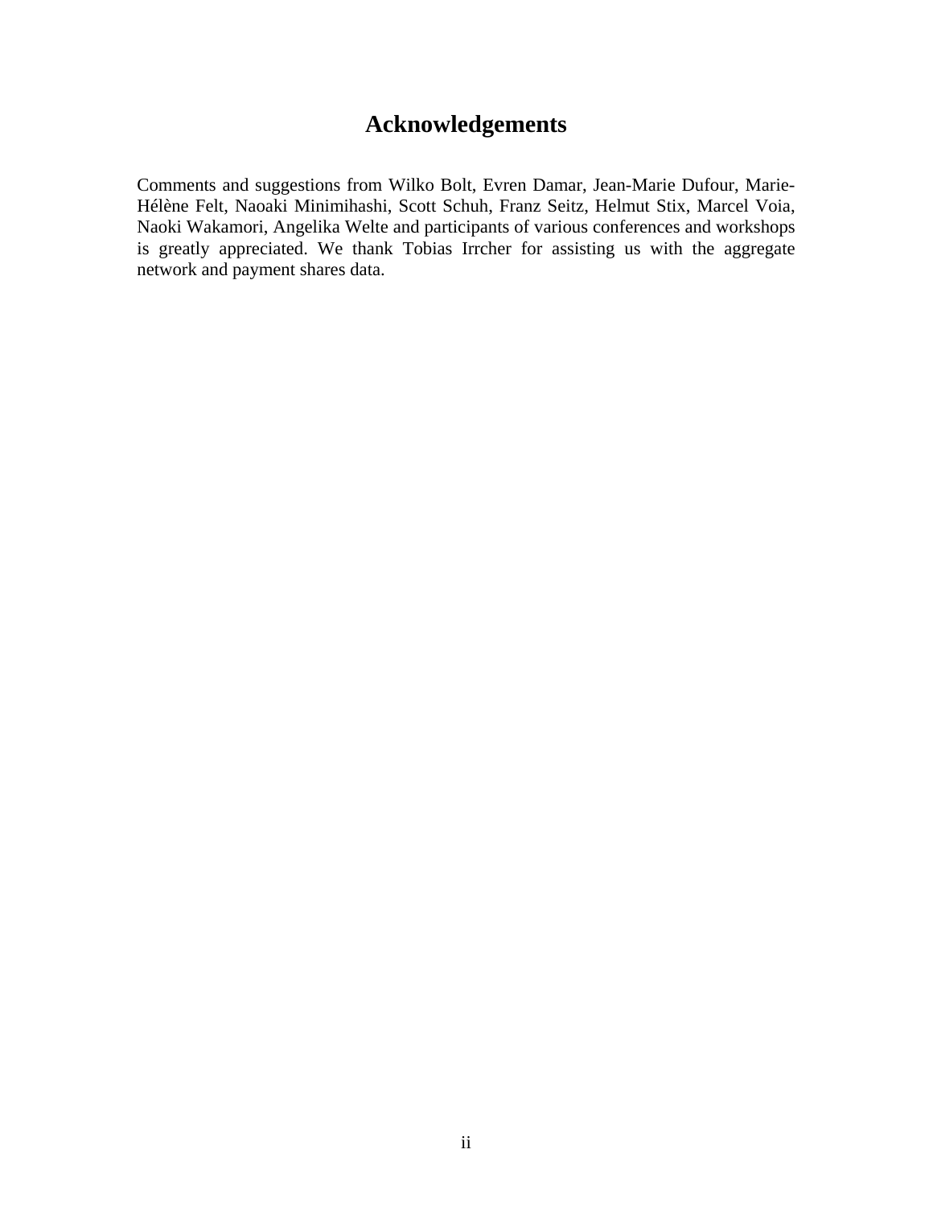# Acknowledgements

Comments and suggestions from Wilko Bolt, Evren Damar, Jean-Marie Dufour, Marie-Hélène Felt, Naoaki Minimihashi, Scott Schuh, Franz Seitz, Helmut Stix, Marcel Voia, Naoki Wakamori, Angelika Welte and participants of various conferences and workshops is greatly appreciated. We thank Tobias Irrcher for assisting us with the aggregate network and payment shares data.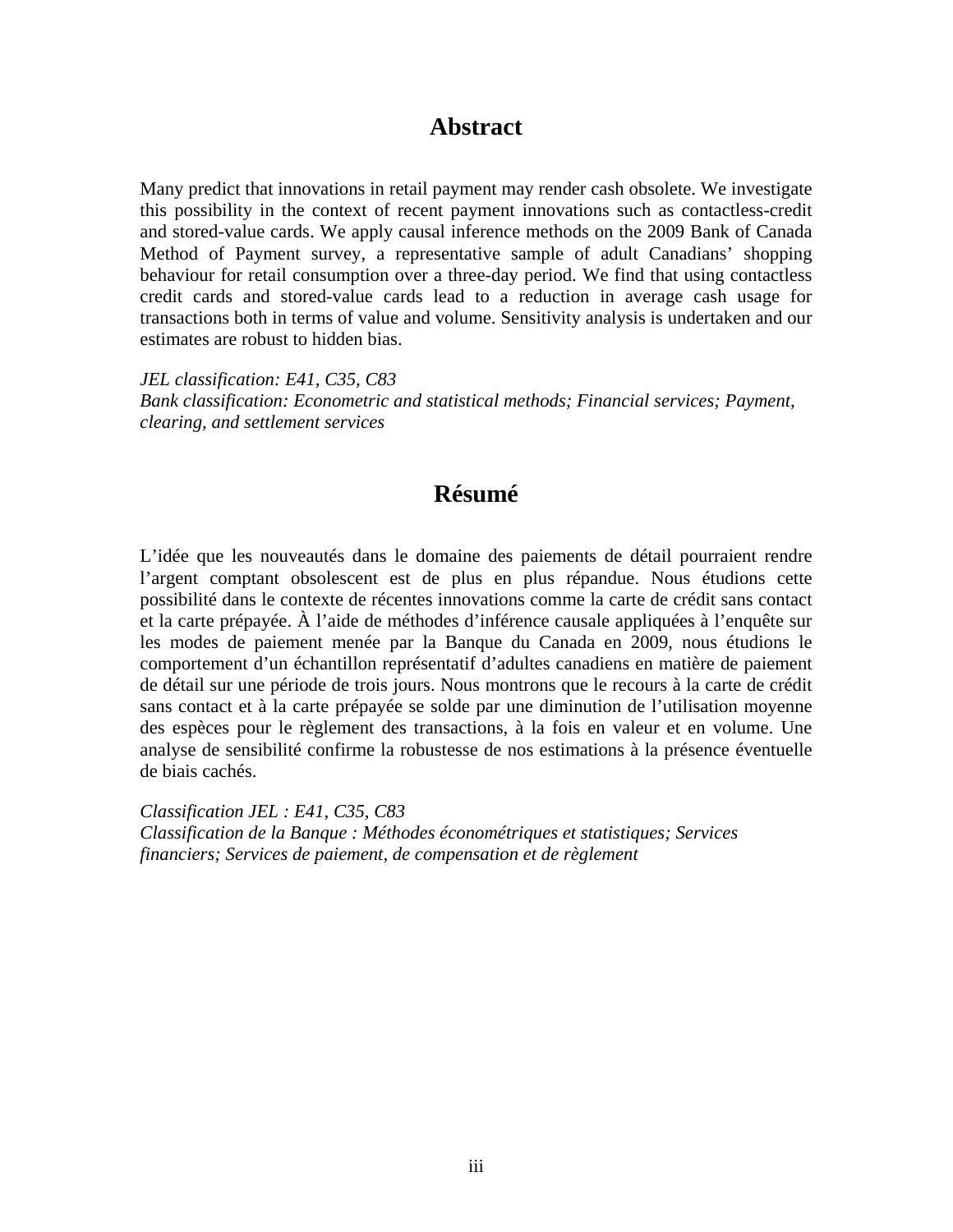## Abstract

Many predict that innovations in retail payment may render cash obsolete. We investigate this possibility in the context of recent payment innovations such as contactless-credit and stored-value cards. We apply causal inference methods on the 2009 Bank of Canada Method of Payment survey, a representative sample of adult Canadians' shopping behaviour for retail consumption over a three-day period. We find that using contactless credit cards and stored-value cards lead to a reduction in average cash usage for transactions both in terms of value and volume. Sensitivity analysis is undertaken and our estimates are robust to hidden bias.

*JEL classification: E41, C35, C83*
*Bank classification: Econometric and statistical methods; Financial services; Payment, clearing, and settlement services*

## Résumé

L'idée que les nouveautés dans le domaine des paiements de détail pourraient rendre l'argent comptant obsolescent est de plus en plus répandue. Nous étudions cette possibilité dans le contexte de récentes innovations comme la carte de crédit sans contact et la carte prépayée. À l'aide de méthodes d'inférence causale appliquées à l'enquête sur les modes de paiement menée par la Banque du Canada en 2009, nous étudions le comportement d'un échantillon représentatif d'adultes canadiens en matière de paiement de détail sur une période de trois jours. Nous montrons que le recours à la carte de crédit sans contact et à la carte prépayée se solde par une diminution de l'utilisation moyenne des espèces pour le règlement des transactions, à la fois en valeur et en volume. Une analyse de sensibilité confirme la robustesse de nos estimations à la présence éventuelle de biais cachés.

*Classification JEL : E41, C35, C83*
*Classification de la Banque : Méthodes économétriques et statistiques; Services financiers; Services de paiement, de compensation et de règlement*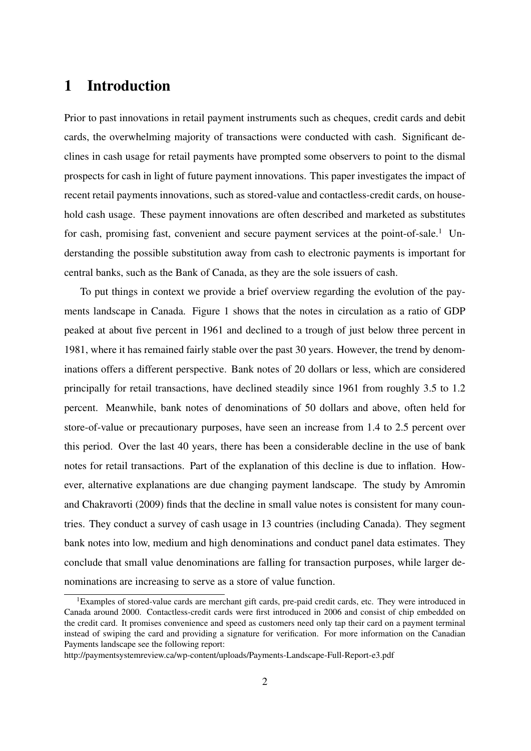# 1 Introduction

Prior to past innovations in retail payment instruments such as cheques, credit cards and debit cards, the overwhelming majority of transactions were conducted with cash. Significant declines in cash usage for retail payments have prompted some observers to point to the dismal prospects for cash in light of future payment innovations. This paper investigates the impact of recent retail payments innovations, such as stored-value and contactless-credit cards, on household cash usage. These payment innovations are often described and marketed as substitutes for cash, promising fast, convenient and secure payment services at the point-of-sale.[1] Understanding the possible substitution away from cash to electronic payments is important for central banks, such as the Bank of Canada, as they are the sole issuers of cash.

To put things in context we provide a brief overview regarding the evolution of the payments landscape in Canada. Figure 1 shows that the notes in circulation as a ratio of GDP peaked at about five percent in 1961 and declined to a trough of just below three percent in 1981, where it has remained fairly stable over the past 30 years. However, the trend by denominations offers a different perspective. Bank notes of 20 dollars or less, which are considered principally for retail transactions, have declined steadily since 1961 from roughly 3.5 to 1.2 percent. Meanwhile, bank notes of denominations of 50 dollars and above, often held for store-of-value or precautionary purposes, have seen an increase from 1.4 to 2.5 percent over this period. Over the last 40 years, there has been a considerable decline in the use of bank notes for retail transactions. Part of the explanation of this decline is due to inflation. However, alternative explanations are due changing payment landscape. The study by Amromin and Chakravorti (2009) finds that the decline in small value notes is consistent for many countries. They conduct a survey of cash usage in 13 countries (including Canada). They segment bank notes into low, medium and high denominations and conduct panel data estimates. They conclude that small value denominations are falling for transaction purposes, while larger denominations are increasing to serve as a store of value function.

[1] Examples of stored-value cards are merchant gift cards, pre-paid credit cards, etc. They were introduced in Canada around 2000. Contactless-credit cards were first introduced in 2006 and consist of chip embedded on the credit card. It promises convenience and speed as customers need only tap their card on a payment terminal instead of swiping the card and providing a signature for verification. For more information on the Canadian Payments landscape see the following report:
http://paymentsystemreview.ca/wp-content/uploads/Payments-Landscape-Full-Report-e3.pdf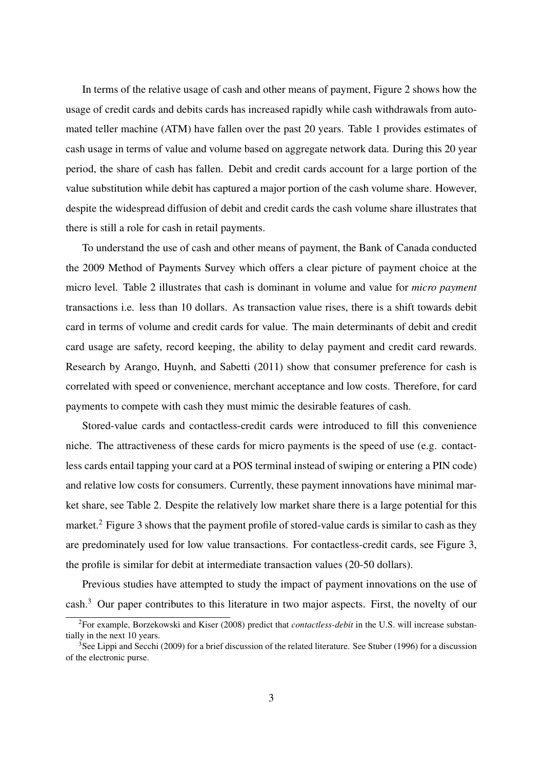In terms of the relative usage of cash and other means of payment, Figure 2 shows how the usage of credit cards and debits cards has increased rapidly while cash withdrawals from automated teller machine (ATM) have fallen over the past 20 years. Table 1 provides estimates of cash usage in terms of value and volume based on aggregate network data. During this 20 year period, the share of cash has fallen. Debit and credit cards account for a large portion of the value substitution while debit has captured a major portion of the cash volume share. However, despite the widespread diffusion of debit and credit cards the cash volume share illustrates that there is still a role for cash in retail payments.

To understand the use of cash and other means of payment, the Bank of Canada conducted the 2009 Method of Payments Survey which offers a clear picture of payment choice at the micro level. Table 2 illustrates that cash is dominant in volume and value for *micro payment* transactions i.e. less than 10 dollars. As transaction value rises, there is a shift towards debit card in terms of volume and credit cards for value. The main determinants of debit and credit card usage are safety, record keeping, the ability to delay payment and credit card rewards. Research by Arango, Huynh, and Sabetti (2011) show that consumer preference for cash is correlated with speed or convenience, merchant acceptance and low costs. Therefore, for card payments to compete with cash they must mimic the desirable features of cash.

Stored-value cards and contactless-credit cards were introduced to fill this convenience niche. The attractiveness of these cards for micro payments is the speed of use (e.g. contactless cards entail tapping your card at a POS terminal instead of swiping or entering a PIN code) and relative low costs for consumers. Currently, these payment innovations have minimal market share, see Table 2. Despite the relatively low market share there is a large potential for this market.[2] Figure 3 shows that the payment profile of stored-value cards is similar to cash as they are predominately used for low value transactions. For contactless-credit cards, see Figure 3, the profile is similar for debit at intermediate transaction values (20-50 dollars).

Previous studies have attempted to study the impact of payment innovations on the use of cash.[3] Our paper contributes to this literature in two major aspects. First, the novelty of our

[2] For example, Borzekowski and Kiser (2008) predict that *contactless-debit* in the U.S. will increase substantially in the next 10 years.

[3] See Lippi and Secchi (2009) for a brief discussion of the related literature. See Stuber (1996) for a discussion of the electronic purse.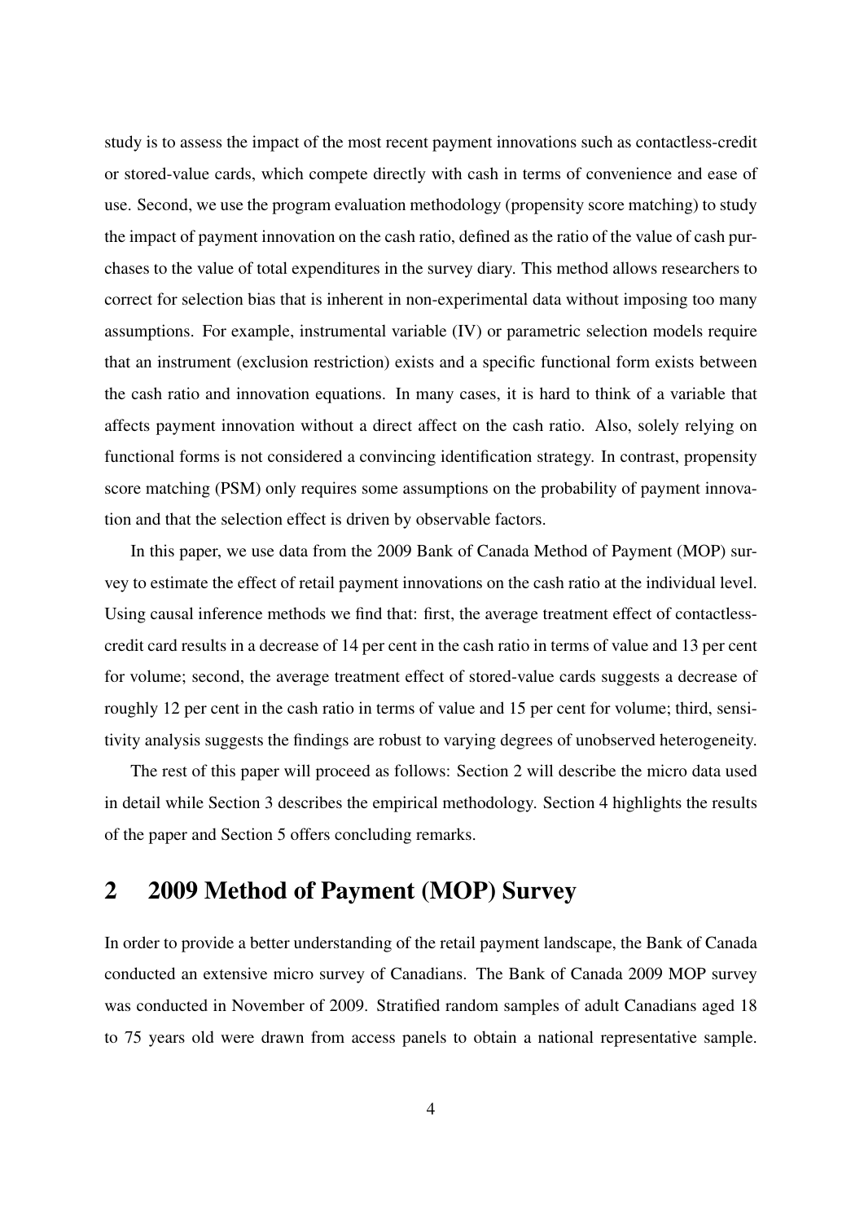study is to assess the impact of the most recent payment innovations such as contactless-credit or stored-value cards, which compete directly with cash in terms of convenience and ease of use. Second, we use the program evaluation methodology (propensity score matching) to study the impact of payment innovation on the cash ratio, defined as the ratio of the value of cash purchases to the value of total expenditures in the survey diary. This method allows researchers to correct for selection bias that is inherent in non-experimental data without imposing too many assumptions. For example, instrumental variable (IV) or parametric selection models require that an instrument (exclusion restriction) exists and a specific functional form exists between the cash ratio and innovation equations. In many cases, it is hard to think of a variable that affects payment innovation without a direct affect on the cash ratio. Also, solely relying on functional forms is not considered a convincing identification strategy. In contrast, propensity score matching (PSM) only requires some assumptions on the probability of payment innovation and that the selection effect is driven by observable factors.

In this paper, we use data from the 2009 Bank of Canada Method of Payment (MOP) survey to estimate the effect of retail payment innovations on the cash ratio at the individual level. Using causal inference methods we find that: first, the average treatment effect of contactless-credit card results in a decrease of 14 per cent in the cash ratio in terms of value and 13 per cent for volume; second, the average treatment effect of stored-value cards suggests a decrease of roughly 12 per cent in the cash ratio in terms of value and 15 per cent for volume; third, sensitivity analysis suggests the findings are robust to varying degrees of unobserved heterogeneity.

The rest of this paper will proceed as follows: Section 2 will describe the micro data used in detail while Section 3 describes the empirical methodology. Section 4 highlights the results of the paper and Section 5 offers concluding remarks.

## 2 2009 Method of Payment (MOP) Survey

In order to provide a better understanding of the retail payment landscape, the Bank of Canada conducted an extensive micro survey of Canadians. The Bank of Canada 2009 MOP survey was conducted in November of 2009. Stratified random samples of adult Canadians aged 18 to 75 years old were drawn from access panels to obtain a national representative sample.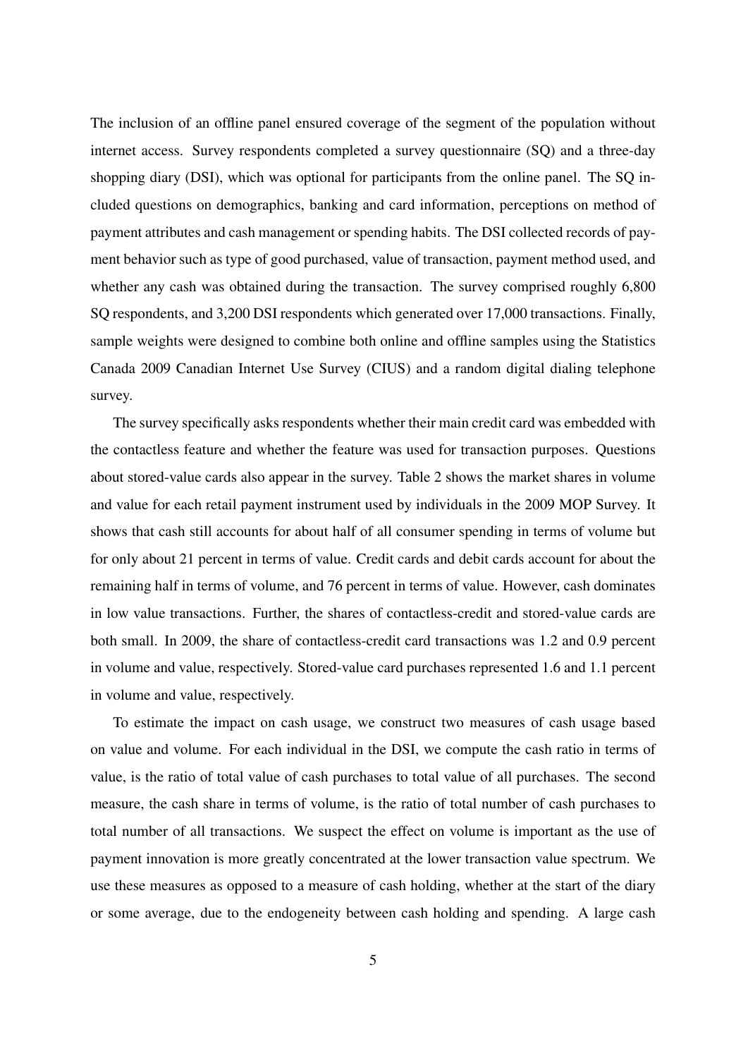The inclusion of an offline panel ensured coverage of the segment of the population without internet access. Survey respondents completed a survey questionnaire (SQ) and a three-day shopping diary (DSI), which was optional for participants from the online panel. The SQ included questions on demographics, banking and card information, perceptions on method of payment attributes and cash management or spending habits. The DSI collected records of payment behavior such as type of good purchased, value of transaction, payment method used, and whether any cash was obtained during the transaction. The survey comprised roughly 6,800 SQ respondents, and 3,200 DSI respondents which generated over 17,000 transactions. Finally, sample weights were designed to combine both online and offline samples using the Statistics Canada 2009 Canadian Internet Use Survey (CIUS) and a random digital dialing telephone survey.

The survey specifically asks respondents whether their main credit card was embedded with the contactless feature and whether the feature was used for transaction purposes. Questions about stored-value cards also appear in the survey. Table 2 shows the market shares in volume and value for each retail payment instrument used by individuals in the 2009 MOP Survey. It shows that cash still accounts for about half of all consumer spending in terms of volume but for only about 21 percent in terms of value. Credit cards and debit cards account for about the remaining half in terms of volume, and 76 percent in terms of value. However, cash dominates in low value transactions. Further, the shares of contactless-credit and stored-value cards are both small. In 2009, the share of contactless-credit card transactions was 1.2 and 0.9 percent in volume and value, respectively. Stored-value card purchases represented 1.6 and 1.1 percent in volume and value, respectively.

To estimate the impact on cash usage, we construct two measures of cash usage based on value and volume. For each individual in the DSI, we compute the cash ratio in terms of value, is the ratio of total value of cash purchases to total value of all purchases. The second measure, the cash share in terms of volume, is the ratio of total number of cash purchases to total number of all transactions. We suspect the effect on volume is important as the use of payment innovation is more greatly concentrated at the lower transaction value spectrum. We use these measures as opposed to a measure of cash holding, whether at the start of the diary or some average, due to the endogeneity between cash holding and spending. A large cash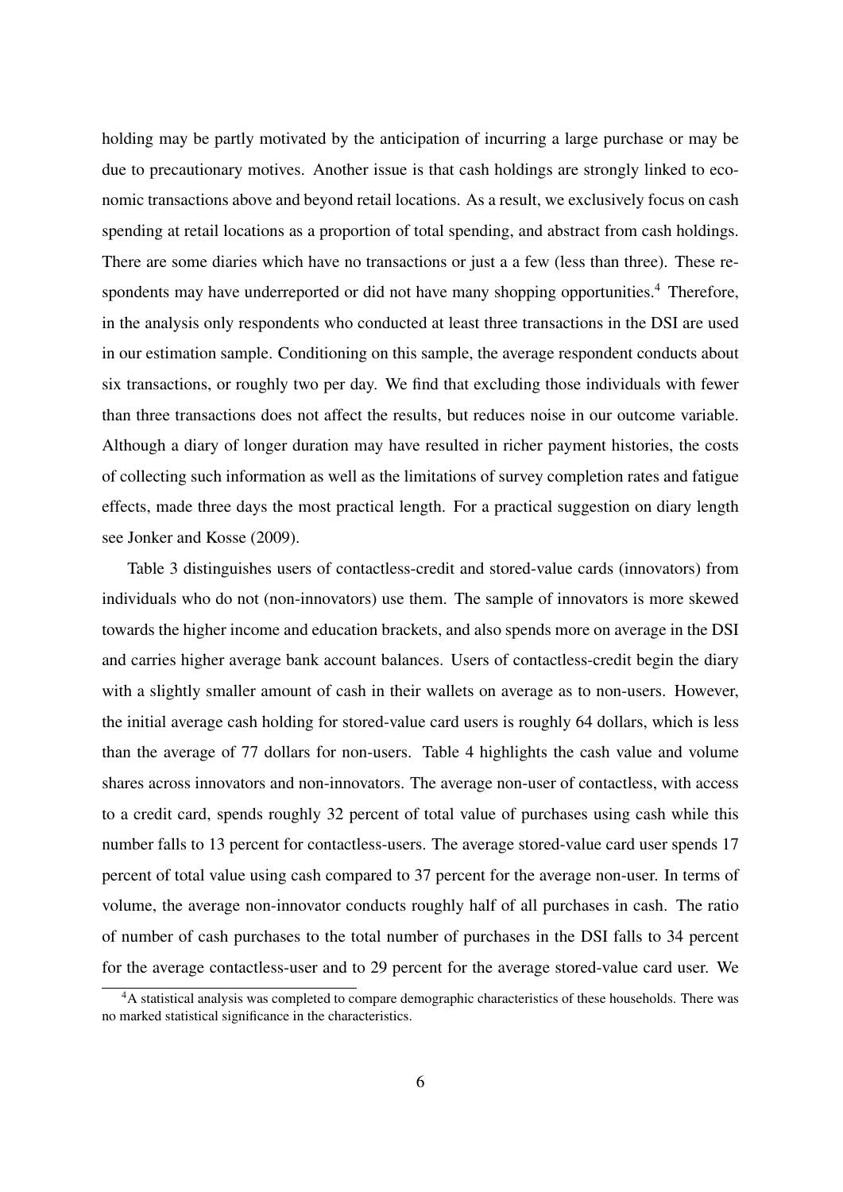holding may be partly motivated by the anticipation of incurring a large purchase or may be due to precautionary motives. Another issue is that cash holdings are strongly linked to economic transactions above and beyond retail locations. As a result, we exclusively focus on cash spending at retail locations as a proportion of total spending, and abstract from cash holdings. There are some diaries which have no transactions or just a a few (less than three). These respondents may have underreported or did not have many shopping opportunities.[4] Therefore, in the analysis only respondents who conducted at least three transactions in the DSI are used in our estimation sample. Conditioning on this sample, the average respondent conducts about six transactions, or roughly two per day. We find that excluding those individuals with fewer than three transactions does not affect the results, but reduces noise in our outcome variable. Although a diary of longer duration may have resulted in richer payment histories, the costs of collecting such information as well as the limitations of survey completion rates and fatigue effects, made three days the most practical length. For a practical suggestion on diary length see Jonker and Kosse (2009).

Table 3 distinguishes users of contactless-credit and stored-value cards (innovators) from individuals who do not (non-innovators) use them. The sample of innovators is more skewed towards the higher income and education brackets, and also spends more on average in the DSI and carries higher average bank account balances. Users of contactless-credit begin the diary with a slightly smaller amount of cash in their wallets on average as to non-users. However, the initial average cash holding for stored-value card users is roughly 64 dollars, which is less than the average of 77 dollars for non-users. Table 4 highlights the cash value and volume shares across innovators and non-innovators. The average non-user of contactless, with access to a credit card, spends roughly 32 percent of total value of purchases using cash while this number falls to 13 percent for contactless-users. The average stored-value card user spends 17 percent of total value using cash compared to 37 percent for the average non-user. In terms of volume, the average non-innovator conducts roughly half of all purchases in cash. The ratio of number of cash purchases to the total number of purchases in the DSI falls to 34 percent for the average contactless-user and to 29 percent for the average stored-value card user. We

[4]A statistical analysis was completed to compare demographic characteristics of these households. There was no marked statistical significance in the characteristics.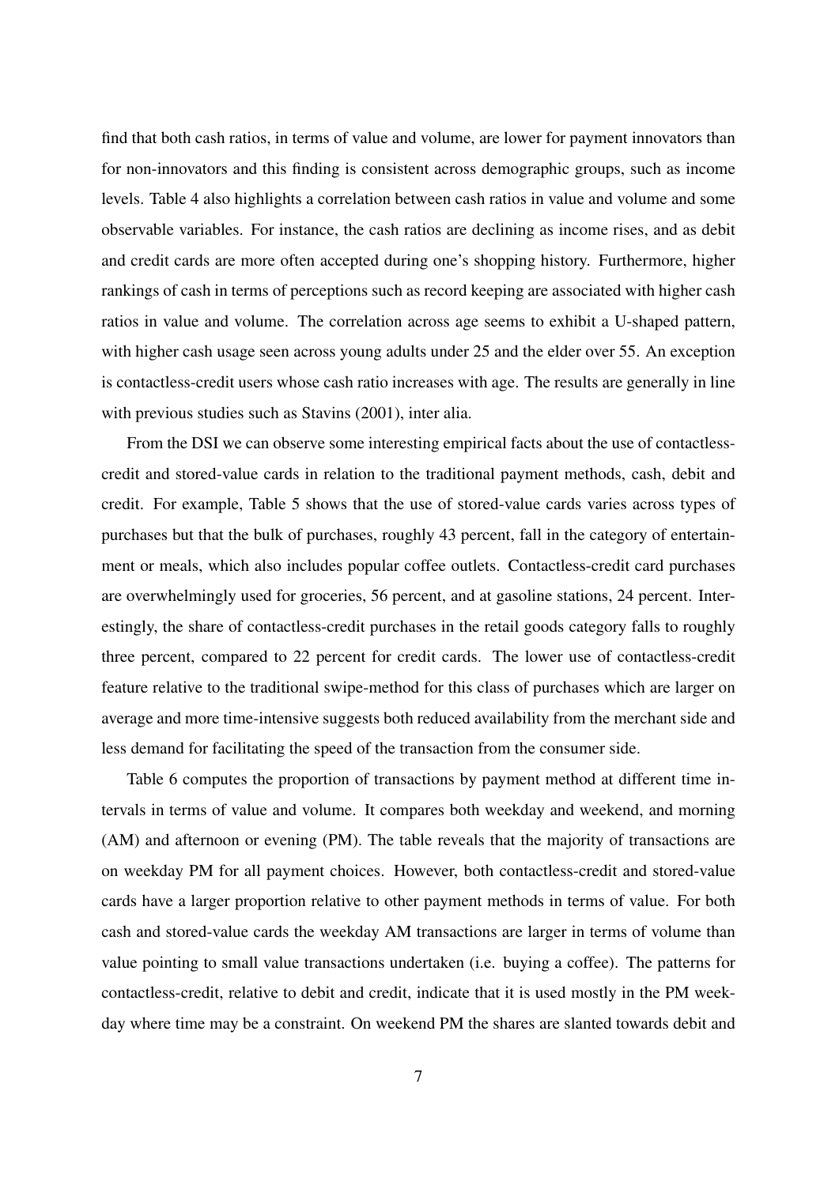find that both cash ratios, in terms of value and volume, are lower for payment innovators than for non-innovators and this finding is consistent across demographic groups, such as income levels. Table 4 also highlights a correlation between cash ratios in value and volume and some observable variables. For instance, the cash ratios are declining as income rises, and as debit and credit cards are more often accepted during one's shopping history. Furthermore, higher rankings of cash in terms of perceptions such as record keeping are associated with higher cash ratios in value and volume. The correlation across age seems to exhibit a U-shaped pattern, with higher cash usage seen across young adults under 25 and the elder over 55. An exception is contactless-credit users whose cash ratio increases with age. The results are generally in line with previous studies such as Stavins (2001), inter alia.

From the DSI we can observe some interesting empirical facts about the use of contactless-credit and stored-value cards in relation to the traditional payment methods, cash, debit and credit. For example, Table 5 shows that the use of stored-value cards varies across types of purchases but that the bulk of purchases, roughly 43 percent, fall in the category of entertainment or meals, which also includes popular coffee outlets. Contactless-credit card purchases are overwhelmingly used for groceries, 56 percent, and at gasoline stations, 24 percent. Interestingly, the share of contactless-credit purchases in the retail goods category falls to roughly three percent, compared to 22 percent for credit cards. The lower use of contactless-credit feature relative to the traditional swipe-method for this class of purchases which are larger on average and more time-intensive suggests both reduced availability from the merchant side and less demand for facilitating the speed of the transaction from the consumer side.

Table 6 computes the proportion of transactions by payment method at different time intervals in terms of value and volume. It compares both weekday and weekend, and morning (AM) and afternoon or evening (PM). The table reveals that the majority of transactions are on weekday PM for all payment choices. However, both contactless-credit and stored-value cards have a larger proportion relative to other payment methods in terms of value. For both cash and stored-value cards the weekday AM transactions are larger in terms of volume than value pointing to small value transactions undertaken (i.e. buying a coffee). The patterns for contactless-credit, relative to debit and credit, indicate that it is used mostly in the PM weekday where time may be a constraint. On weekend PM the shares are slanted towards debit and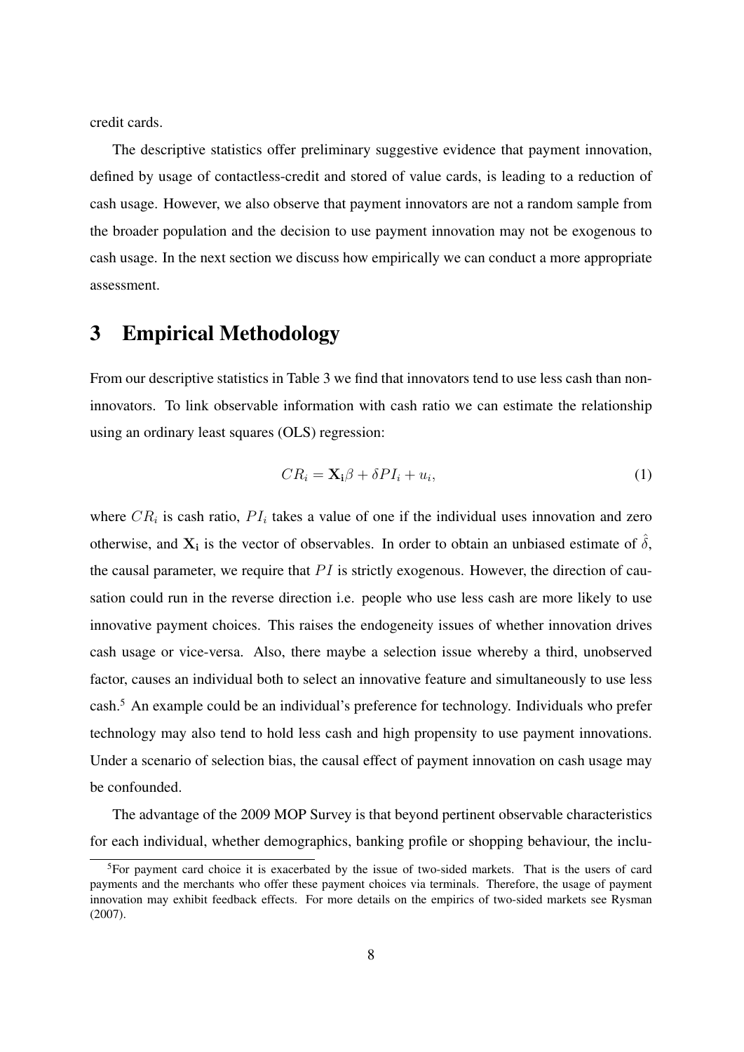credit cards.

The descriptive statistics offer preliminary suggestive evidence that payment innovation, defined by usage of contactless-credit and stored of value cards, is leading to a reduction of cash usage. However, we also observe that payment innovators are not a random sample from the broader population and the decision to use payment innovation may not be exogenous to cash usage. In the next section we discuss how empirically we can conduct a more appropriate assessment.

# 3 Empirical Methodology

From our descriptive statistics in Table 3 we find that innovators tend to use less cash than non-innovators. To link observable information with cash ratio we can estimate the relationship using an ordinary least squares (OLS) regression:

$$CR_i = \mathbf{X_i}\beta + \delta PI_i + u_i, \tag{1}$$

where $CR_i$ is cash ratio, $PI_i$ takes a value of one if the individual uses innovation and zero otherwise, and $\mathbf{X_i}$ is the vector of observables. In order to obtain an unbiased estimate of $\hat{\delta}$, the causal parameter, we require that $PI$ is strictly exogenous. However, the direction of causation could run in the reverse direction i.e. people who use less cash are more likely to use innovative payment choices. This raises the endogeneity issues of whether innovation drives cash usage or vice-versa. Also, there maybe a selection issue whereby a third, unobserved factor, causes an individual both to select an innovative feature and simultaneously to use less cash.[5] An example could be an individual's preference for technology. Individuals who prefer technology may also tend to hold less cash and high propensity to use payment innovations. Under a scenario of selection bias, the causal effect of payment innovation on cash usage may be confounded.

The advantage of the 2009 MOP Survey is that beyond pertinent observable characteristics for each individual, whether demographics, banking profile or shopping behaviour, the inclu-

[5] For payment card choice it is exacerbated by the issue of two-sided markets. That is the users of card payments and the merchants who offer these payment choices via terminals. Therefore, the usage of payment innovation may exhibit feedback effects. For more details on the empirics of two-sided markets see Rysman (2007).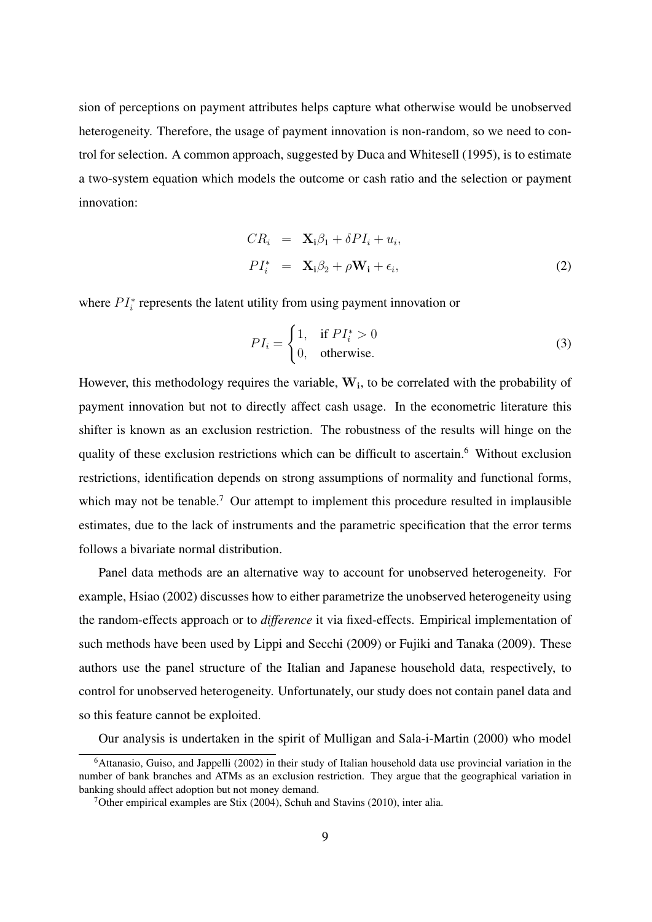sion of perceptions on payment attributes helps capture what otherwise would be unobserved heterogeneity. Therefore, the usage of payment innovation is non-random, so we need to control for selection. A common approach, suggested by Duca and Whitesell (1995), is to estimate a two-system equation which models the outcome or cash ratio and the selection or payment innovation:

$$
\begin{aligned}
CR_i &= \mathbf{X_i}\beta_1 + \delta PI_i + u_i, \\
PI_i^* &= \mathbf{X_i}\beta_2 + \rho \mathbf{W_i} + \epsilon_i,
\end{aligned}
\tag{2}
$$

where $PI_i^*$ represents the latent utility from using payment innovation or

$$
PI_i = \begin{cases} 1, & \text{if } PI_i^* > 0 \\ 0, & \text{otherwise.} \end{cases}
\tag{3}
$$

However, this methodology requires the variable, $\mathbf{W_i}$, to be correlated with the probability of payment innovation but not to directly affect cash usage. In the econometric literature this shifter is known as an exclusion restriction. The robustness of the results will hinge on the quality of these exclusion restrictions which can be difficult to ascertain.[6] Without exclusion restrictions, identification depends on strong assumptions of normality and functional forms, which may not be tenable.[7] Our attempt to implement this procedure resulted in implausible estimates, due to the lack of instruments and the parametric specification that the error terms follows a bivariate normal distribution.

Panel data methods are an alternative way to account for unobserved heterogeneity. For example, Hsiao (2002) discusses how to either parametrize the unobserved heterogeneity using the random-effects approach or to *difference* it via fixed-effects. Empirical implementation of such methods have been used by Lippi and Secchi (2009) or Fujiki and Tanaka (2009). These authors use the panel structure of the Italian and Japanese household data, respectively, to control for unobserved heterogeneity. Unfortunately, our study does not contain panel data and so this feature cannot be exploited.

Our analysis is undertaken in the spirit of Mulligan and Sala-i-Martin (2000) who model

[6] Attanasio, Guiso, and Jappelli (2002) in their study of Italian household data use provincial variation in the number of bank branches and ATMs as an exclusion restriction. They argue that the geographical variation in banking should affect adoption but not money demand.

[7] Other empirical examples are Stix (2004), Schuh and Stavins (2010), inter alia.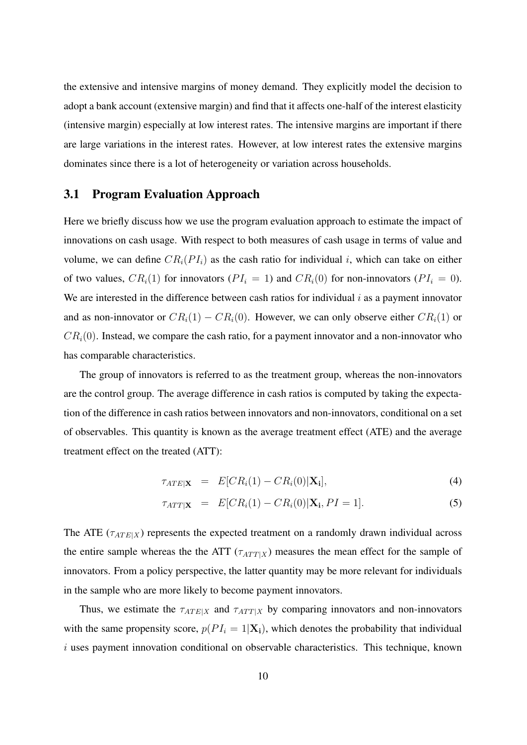the extensive and intensive margins of money demand. They explicitly model the decision to adopt a bank account (extensive margin) and find that it affects one-half of the interest elasticity (intensive margin) especially at low interest rates. The intensive margins are important if there are large variations in the interest rates. However, at low interest rates the extensive margins dominates since there is a lot of heterogeneity or variation across households.

## 3.1 Program Evaluation Approach

Here we briefly discuss how we use the program evaluation approach to estimate the impact of innovations on cash usage. With respect to both measures of cash usage in terms of value and volume, we can define $CR_i(PI_i)$ as the cash ratio for individual $i$, which can take on either of two values, $CR_i(1)$ for innovators ($PI_i = 1$) and $CR_i(0)$ for non-innovators ($PI_i = 0$). We are interested in the difference between cash ratios for individual $i$ as a payment innovator and as non-innovator or $CR_i(1) - CR_i(0)$. However, we can only observe either $CR_i(1)$ or $CR_i(0)$. Instead, we compare the cash ratio, for a payment innovator and a non-innovator who has comparable characteristics.

The group of innovators is referred to as the treatment group, whereas the non-innovators are the control group. The average difference in cash ratios is computed by taking the expectation of the difference in cash ratios between innovators and non-innovators, conditional on a set of observables. This quantity is known as the average treatment effect (ATE) and the average treatment effect on the treated (ATT):

$$\tau_{ATE|\mathbf{X}} = E[CR_i(1) - CR_i(0)|\mathbf{X_i}], \tag{4}$$

$$\tau_{ATT|\mathbf{X}} = E[CR_i(1) - CR_i(0)|\mathbf{X_i}, PI = 1]. \tag{5}$$

The ATE ($\tau_{ATE|X}$) represents the expected treatment on a randomly drawn individual across the entire sample whereas the the ATT ($\tau_{ATT|X}$) measures the mean effect for the sample of innovators. From a policy perspective, the latter quantity may be more relevant for individuals in the sample who are more likely to become payment innovators.

Thus, we estimate the $\tau_{ATE|X}$ and $\tau_{ATT|X}$ by comparing innovators and non-innovators with the same propensity score, $p(PI_i = 1|\mathbf{X_i})$, which denotes the probability that individual $i$ uses payment innovation conditional on observable characteristics. This technique, known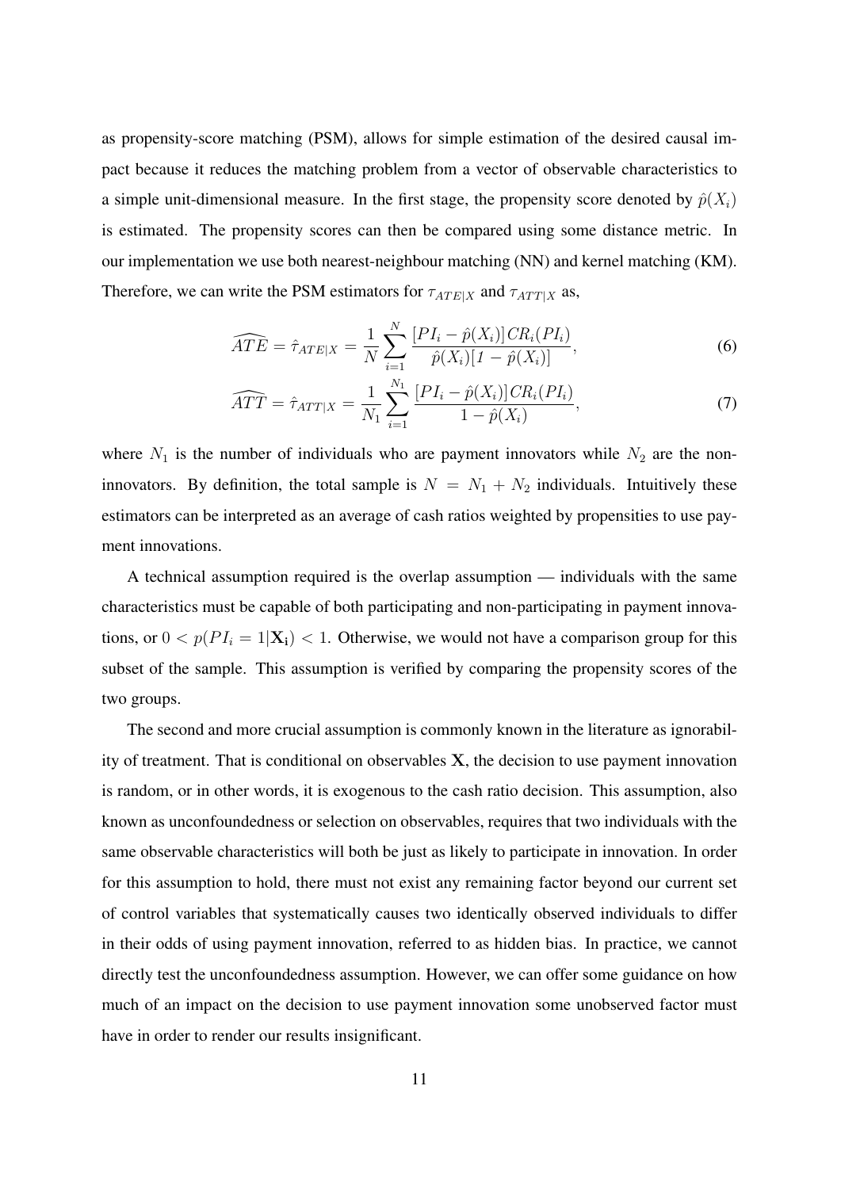as propensity-score matching (PSM), allows for simple estimation of the desired causal impact because it reduces the matching problem from a vector of observable characteristics to a simple unit-dimensional measure. In the first stage, the propensity score denoted by $\hat{p}(X_i)$ is estimated. The propensity scores can then be compared using some distance metric. In our implementation we use both nearest-neighbour matching (NN) and kernel matching (KM). Therefore, we can write the PSM estimators for $\tau_{ATE|X}$ and $\tau_{ATT|X}$ as,

$$\widehat{ATE} = \hat{\tau}_{ATE|X} = \frac{1}{N}\sum_{i=1}^{N} \frac{[PI_i - \hat{p}(X_i)]\,CR_i(PI_i)}{\hat{p}(X_i)[1 - \hat{p}(X_i)]}, \tag{6}$$

$$\widehat{ATT} = \hat{\tau}_{ATT|X} = \frac{1}{N_1}\sum_{i=1}^{N_1} \frac{[PI_i - \hat{p}(X_i)]\,CR_i(PI_i)}{1 - \hat{p}(X_i)}, \tag{7}$$

where $N_1$ is the number of individuals who are payment innovators while $N_2$ are the non-innovators. By definition, the total sample is $N = N_1 + N_2$ individuals. Intuitively these estimators can be interpreted as an average of cash ratios weighted by propensities to use payment innovations.

A technical assumption required is the overlap assumption — individuals with the same characteristics must be capable of both participating and non-participating in payment innovations, or $0 < p(PI_i = 1|\mathbf{X_i}) < 1$. Otherwise, we would not have a comparison group for this subset of the sample. This assumption is verified by comparing the propensity scores of the two groups.

The second and more crucial assumption is commonly known in the literature as ignorability of treatment. That is conditional on observables $\mathbf{X}$, the decision to use payment innovation is random, or in other words, it is exogenous to the cash ratio decision. This assumption, also known as unconfoundedness or selection on observables, requires that two individuals with the same observable characteristics will both be just as likely to participate in innovation. In order for this assumption to hold, there must not exist any remaining factor beyond our current set of control variables that systematically causes two identically observed individuals to differ in their odds of using payment innovation, referred to as hidden bias. In practice, we cannot directly test the unconfoundedness assumption. However, we can offer some guidance on how much of an impact on the decision to use payment innovation some unobserved factor must have in order to render our results insignificant.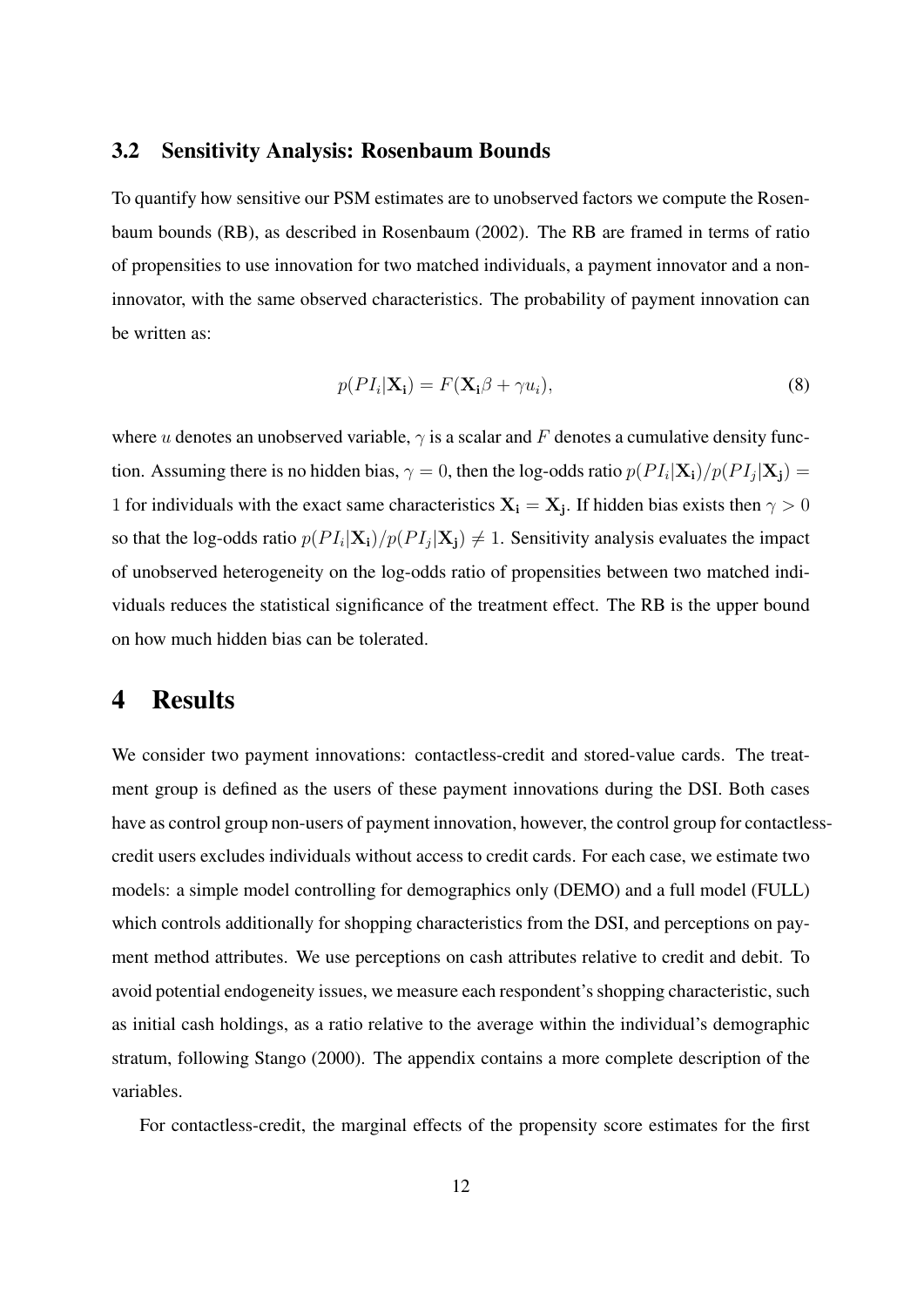### 3.2 Sensitivity Analysis: Rosenbaum Bounds

To quantify how sensitive our PSM estimates are to unobserved factors we compute the Rosenbaum bounds (RB), as described in Rosenbaum (2002). The RB are framed in terms of ratio of propensities to use innovation for two matched individuals, a payment innovator and a non-innovator, with the same observed characteristics. The probability of payment innovation can be written as:

$$p(PI_i|\mathbf{X_i}) = F(\mathbf{X_i}\beta + \gamma u_i), \tag{8}$$

where $u$ denotes an unobserved variable, $\gamma$ is a scalar and $F$ denotes a cumulative density function. Assuming there is no hidden bias, $\gamma = 0$, then the log-odds ratio $p(PI_i|\mathbf{X_i})/p(PI_j|\mathbf{X_j}) = 1$ for individuals with the exact same characteristics $\mathbf{X_i} = \mathbf{X_j}$. If hidden bias exists then $\gamma > 0$ so that the log-odds ratio $p(PI_i|\mathbf{X_i})/p(PI_j|\mathbf{X_j}) \neq 1$. Sensitivity analysis evaluates the impact of unobserved heterogeneity on the log-odds ratio of propensities between two matched individuals reduces the statistical significance of the treatment effect. The RB is the upper bound on how much hidden bias can be tolerated.

# 4 Results

We consider two payment innovations: contactless-credit and stored-value cards. The treatment group is defined as the users of these payment innovations during the DSI. Both cases have as control group non-users of payment innovation, however, the control group for contactless-credit users excludes individuals without access to credit cards. For each case, we estimate two models: a simple model controlling for demographics only (DEMO) and a full model (FULL) which controls additionally for shopping characteristics from the DSI, and perceptions on payment method attributes. We use perceptions on cash attributes relative to credit and debit. To avoid potential endogeneity issues, we measure each respondent's shopping characteristic, such as initial cash holdings, as a ratio relative to the average within the individual's demographic stratum, following Stango (2000). The appendix contains a more complete description of the variables.

For contactless-credit, the marginal effects of the propensity score estimates for the first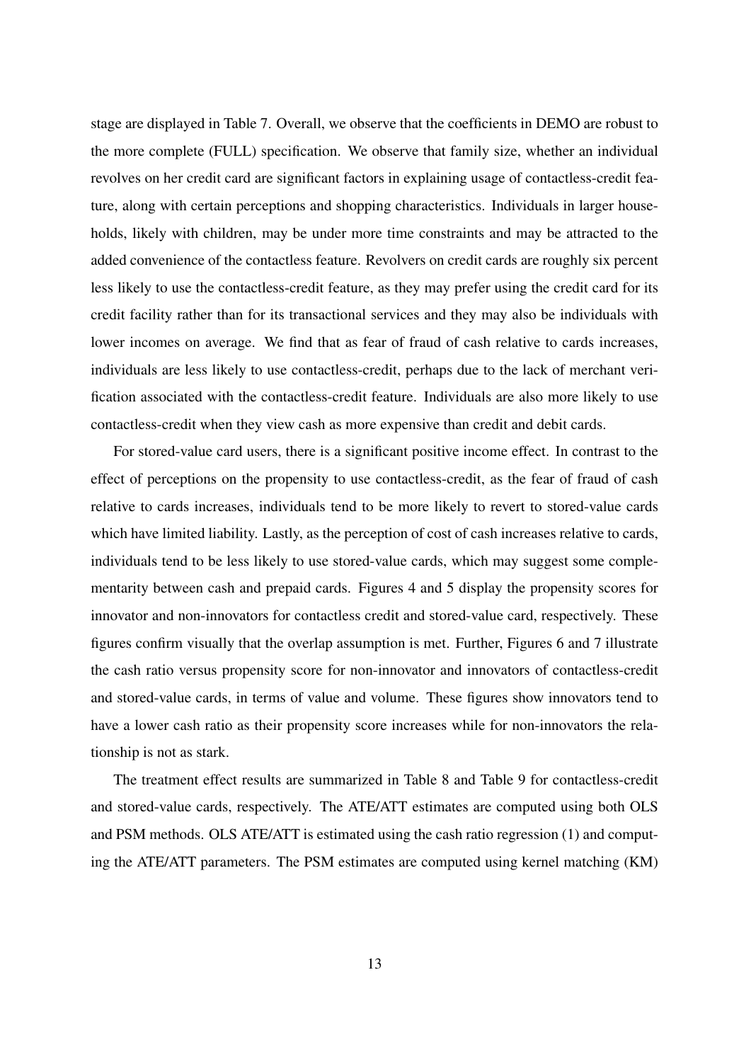stage are displayed in Table 7. Overall, we observe that the coefficients in DEMO are robust to the more complete (FULL) specification. We observe that family size, whether an individual revolves on her credit card are significant factors in explaining usage of contactless-credit feature, along with certain perceptions and shopping characteristics. Individuals in larger households, likely with children, may be under more time constraints and may be attracted to the added convenience of the contactless feature. Revolvers on credit cards are roughly six percent less likely to use the contactless-credit feature, as they may prefer using the credit card for its credit facility rather than for its transactional services and they may also be individuals with lower incomes on average. We find that as fear of fraud of cash relative to cards increases, individuals are less likely to use contactless-credit, perhaps due to the lack of merchant verification associated with the contactless-credit feature. Individuals are also more likely to use contactless-credit when they view cash as more expensive than credit and debit cards.

For stored-value card users, there is a significant positive income effect. In contrast to the effect of perceptions on the propensity to use contactless-credit, as the fear of fraud of cash relative to cards increases, individuals tend to be more likely to revert to stored-value cards which have limited liability. Lastly, as the perception of cost of cash increases relative to cards, individuals tend to be less likely to use stored-value cards, which may suggest some complementarity between cash and prepaid cards. Figures 4 and 5 display the propensity scores for innovator and non-innovators for contactless credit and stored-value card, respectively. These figures confirm visually that the overlap assumption is met. Further, Figures 6 and 7 illustrate the cash ratio versus propensity score for non-innovator and innovators of contactless-credit and stored-value cards, in terms of value and volume. These figures show innovators tend to have a lower cash ratio as their propensity score increases while for non-innovators the relationship is not as stark.

The treatment effect results are summarized in Table 8 and Table 9 for contactless-credit and stored-value cards, respectively. The ATE/ATT estimates are computed using both OLS and PSM methods. OLS ATE/ATT is estimated using the cash ratio regression (1) and computing the ATE/ATT parameters. The PSM estimates are computed using kernel matching (KM)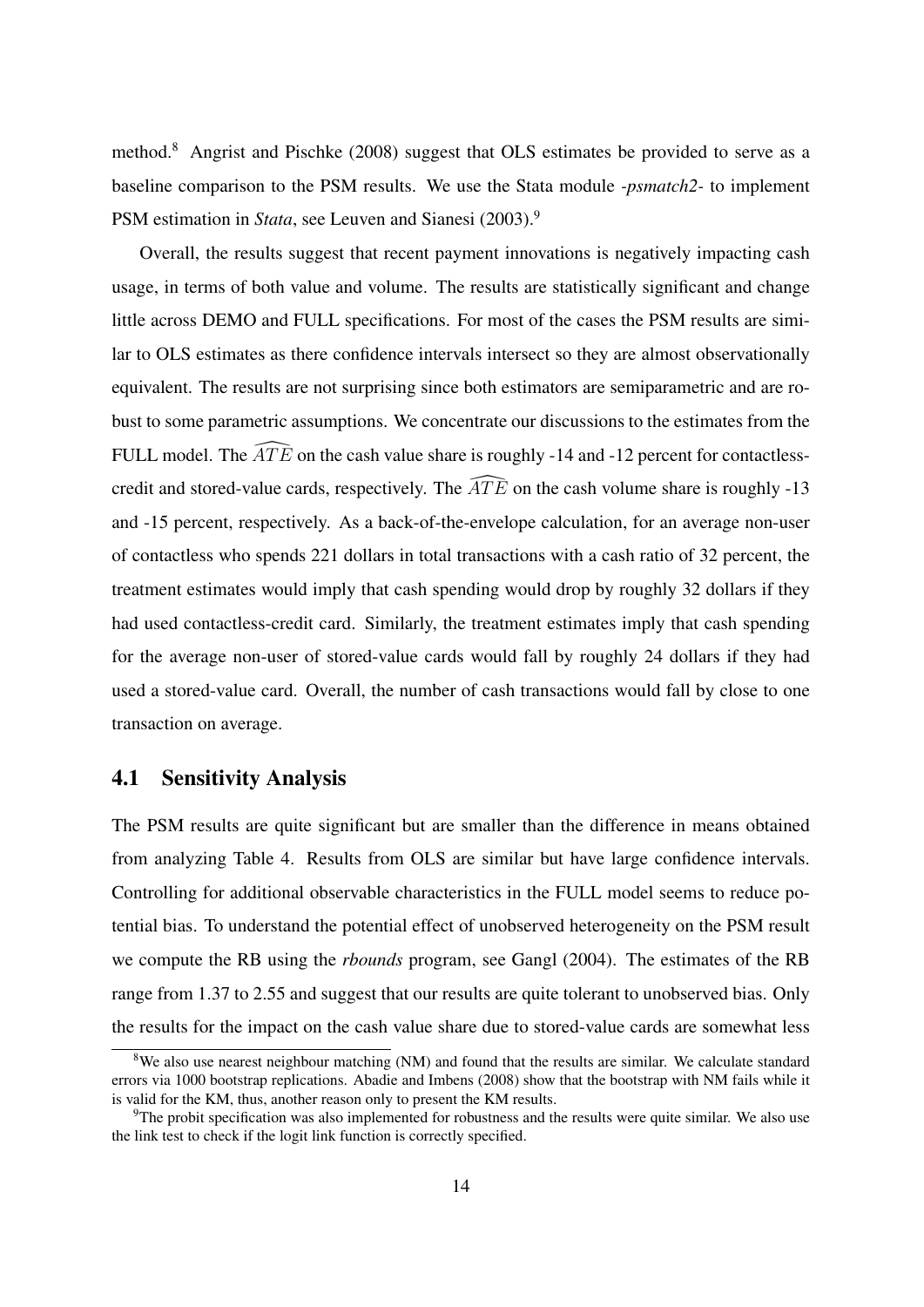method.[8] Angrist and Pischke (2008) suggest that OLS estimates be provided to serve as a baseline comparison to the PSM results. We use the Stata module *-psmatch2-* to implement PSM estimation in *Stata*, see Leuven and Sianesi (2003).[9]

Overall, the results suggest that recent payment innovations is negatively impacting cash usage, in terms of both value and volume. The results are statistically significant and change little across DEMO and FULL specifications. For most of the cases the PSM results are similar to OLS estimates as there confidence intervals intersect so they are almost observationally equivalent. The results are not surprising since both estimators are semiparametric and are robust to some parametric assumptions. We concentrate our discussions to the estimates from the FULL model. The $\widehat{ATE}$ on the cash value share is roughly -14 and -12 percent for contactless-credit and stored-value cards, respectively. The $\widehat{ATE}$ on the cash volume share is roughly -13 and -15 percent, respectively. As a back-of-the-envelope calculation, for an average non-user of contactless who spends 221 dollars in total transactions with a cash ratio of 32 percent, the treatment estimates would imply that cash spending would drop by roughly 32 dollars if they had used contactless-credit card. Similarly, the treatment estimates imply that cash spending for the average non-user of stored-value cards would fall by roughly 24 dollars if they had used a stored-value card. Overall, the number of cash transactions would fall by close to one transaction on average.

## 4.1 Sensitivity Analysis

The PSM results are quite significant but are smaller than the difference in means obtained from analyzing Table 4. Results from OLS are similar but have large confidence intervals. Controlling for additional observable characteristics in the FULL model seems to reduce potential bias. To understand the potential effect of unobserved heterogeneity on the PSM result we compute the RB using the *rbounds* program, see Gangl (2004). The estimates of the RB range from 1.37 to 2.55 and suggest that our results are quite tolerant to unobserved bias. Only the results for the impact on the cash value share due to stored-value cards are somewhat less

---

[8] We also use nearest neighbour matching (NM) and found that the results are similar. We calculate standard errors via 1000 bootstrap replications. Abadie and Imbens (2008) show that the bootstrap with NM fails while it is valid for the KM, thus, another reason only to present the KM results.

[9] The probit specification was also implemented for robustness and the results were quite similar. We also use the link test to check if the logit link function is correctly specified.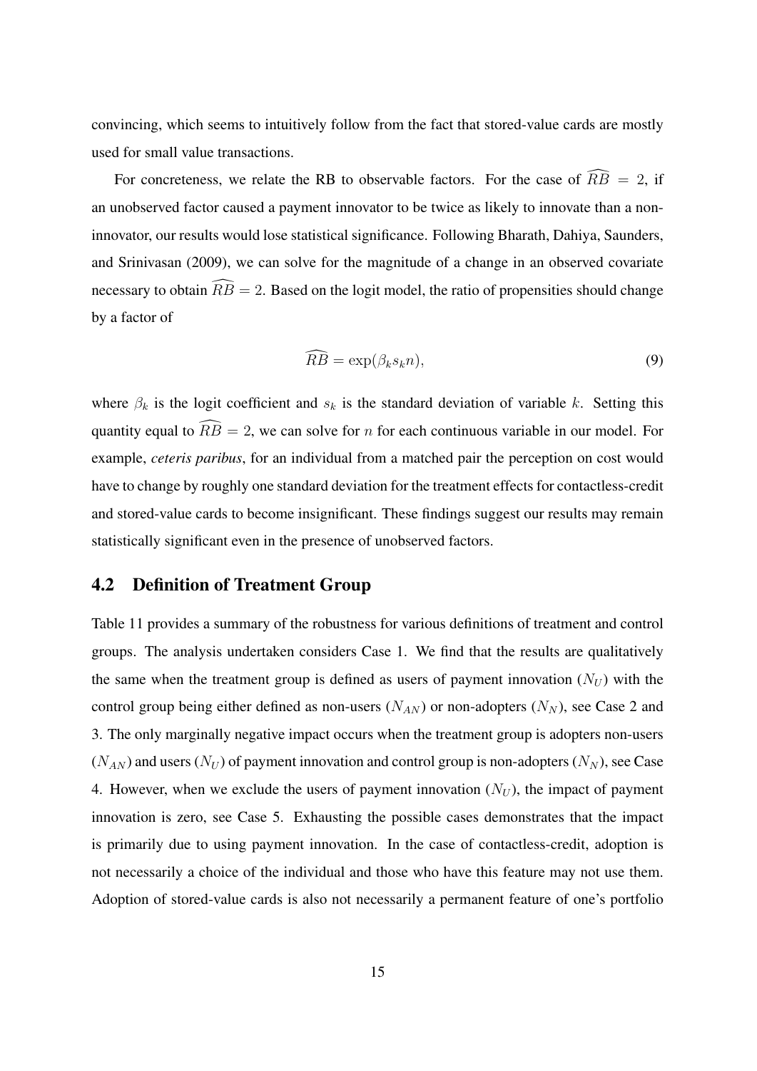convincing, which seems to intuitively follow from the fact that stored-value cards are mostly used for small value transactions.

For concreteness, we relate the RB to observable factors. For the case of $\widehat{RB} = 2$, if an unobserved factor caused a payment innovator to be twice as likely to innovate than a non-innovator, our results would lose statistical significance. Following Bharath, Dahiya, Saunders, and Srinivasan (2009), we can solve for the magnitude of a change in an observed covariate necessary to obtain $\widehat{RB} = 2$. Based on the logit model, the ratio of propensities should change by a factor of

$$\widehat{RB} = \exp(\beta_k s_k n), \tag{9}$$

where $\beta_k$ is the logit coefficient and $s_k$ is the standard deviation of variable $k$. Setting this quantity equal to $\widehat{RB} = 2$, we can solve for $n$ for each continuous variable in our model. For example, *ceteris paribus*, for an individual from a matched pair the perception on cost would have to change by roughly one standard deviation for the treatment effects for contactless-credit and stored-value cards to become insignificant. These findings suggest our results may remain statistically significant even in the presence of unobserved factors.

## 4.2 Definition of Treatment Group

Table 11 provides a summary of the robustness for various definitions of treatment and control groups. The analysis undertaken considers Case 1. We find that the results are qualitatively the same when the treatment group is defined as users of payment innovation ($N_U$) with the control group being either defined as non-users ($N_{AN}$) or non-adopters ($N_N$), see Case 2 and 3. The only marginally negative impact occurs when the treatment group is adopters non-users ($N_{AN}$) and users ($N_U$) of payment innovation and control group is non-adopters ($N_N$), see Case 4. However, when we exclude the users of payment innovation ($N_U$), the impact of payment innovation is zero, see Case 5. Exhausting the possible cases demonstrates that the impact is primarily due to using payment innovation. In the case of contactless-credit, adoption is not necessarily a choice of the individual and those who have this feature may not use them. Adoption of stored-value cards is also not necessarily a permanent feature of one's portfolio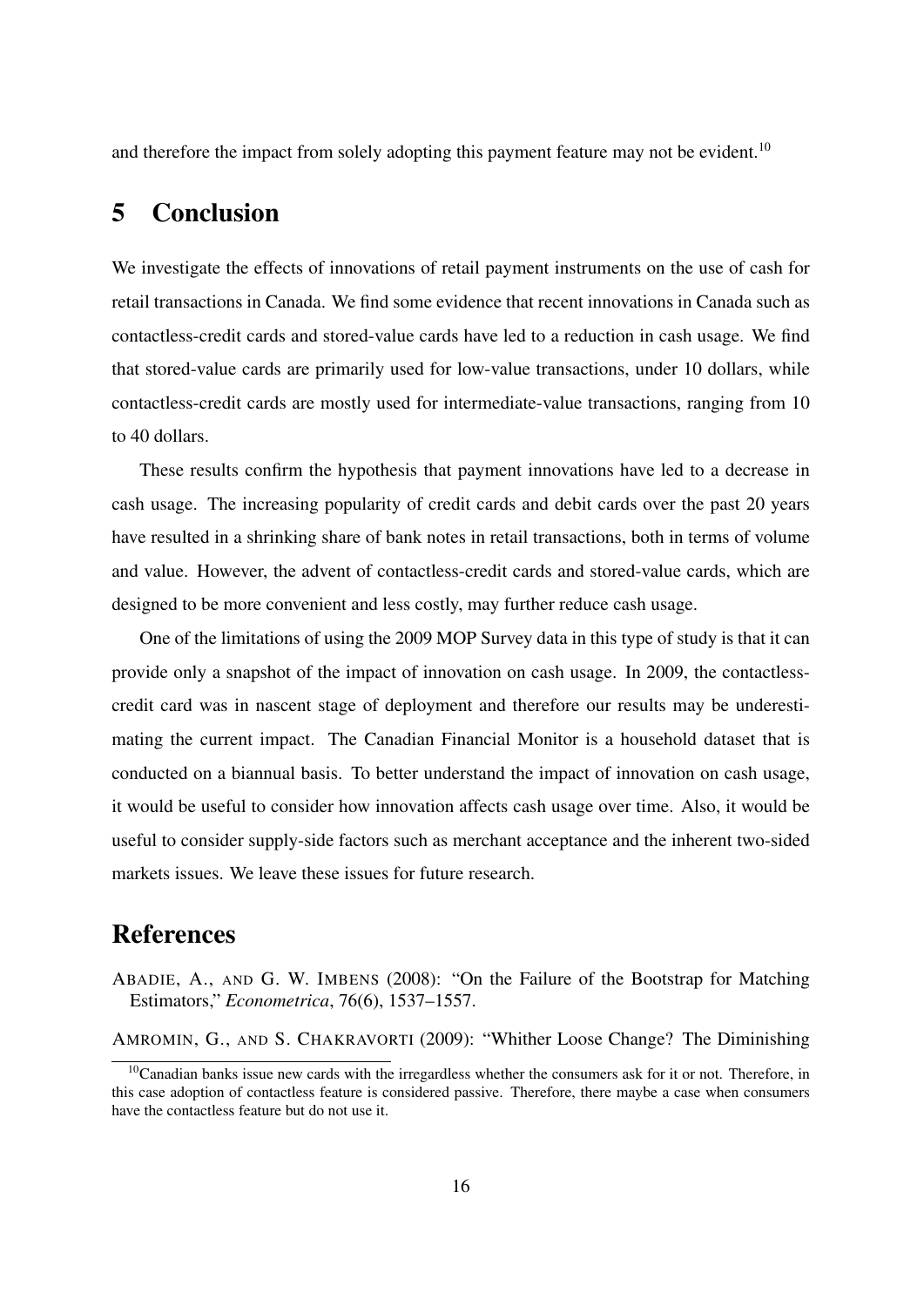and therefore the impact from solely adopting this payment feature may not be evident.[10]

## 5 Conclusion

We investigate the effects of innovations of retail payment instruments on the use of cash for retail transactions in Canada. We find some evidence that recent innovations in Canada such as contactless-credit cards and stored-value cards have led to a reduction in cash usage. We find that stored-value cards are primarily used for low-value transactions, under 10 dollars, while contactless-credit cards are mostly used for intermediate-value transactions, ranging from 10 to 40 dollars.

These results confirm the hypothesis that payment innovations have led to a decrease in cash usage. The increasing popularity of credit cards and debit cards over the past 20 years have resulted in a shrinking share of bank notes in retail transactions, both in terms of volume and value. However, the advent of contactless-credit cards and stored-value cards, which are designed to be more convenient and less costly, may further reduce cash usage.

One of the limitations of using the 2009 MOP Survey data in this type of study is that it can provide only a snapshot of the impact of innovation on cash usage. In 2009, the contactless-credit card was in nascent stage of deployment and therefore our results may be underestimating the current impact. The Canadian Financial Monitor is a household dataset that is conducted on a biannual basis. To better understand the impact of innovation on cash usage, it would be useful to consider how innovation affects cash usage over time. Also, it would be useful to consider supply-side factors such as merchant acceptance and the inherent two-sided markets issues. We leave these issues for future research.

## References

ABADIE, A., AND G. W. IMBENS (2008): "On the Failure of the Bootstrap for Matching Estimators," *Econometrica*, 76(6), 1537–1557.

AMROMIN, G., AND S. CHAKRAVORTI (2009): "Whither Loose Change? The Diminishing

[10] Canadian banks issue new cards with the irregardless whether the consumers ask for it or not. Therefore, in this case adoption of contactless feature is considered passive. Therefore, there maybe a case when consumers have the contactless feature but do not use it.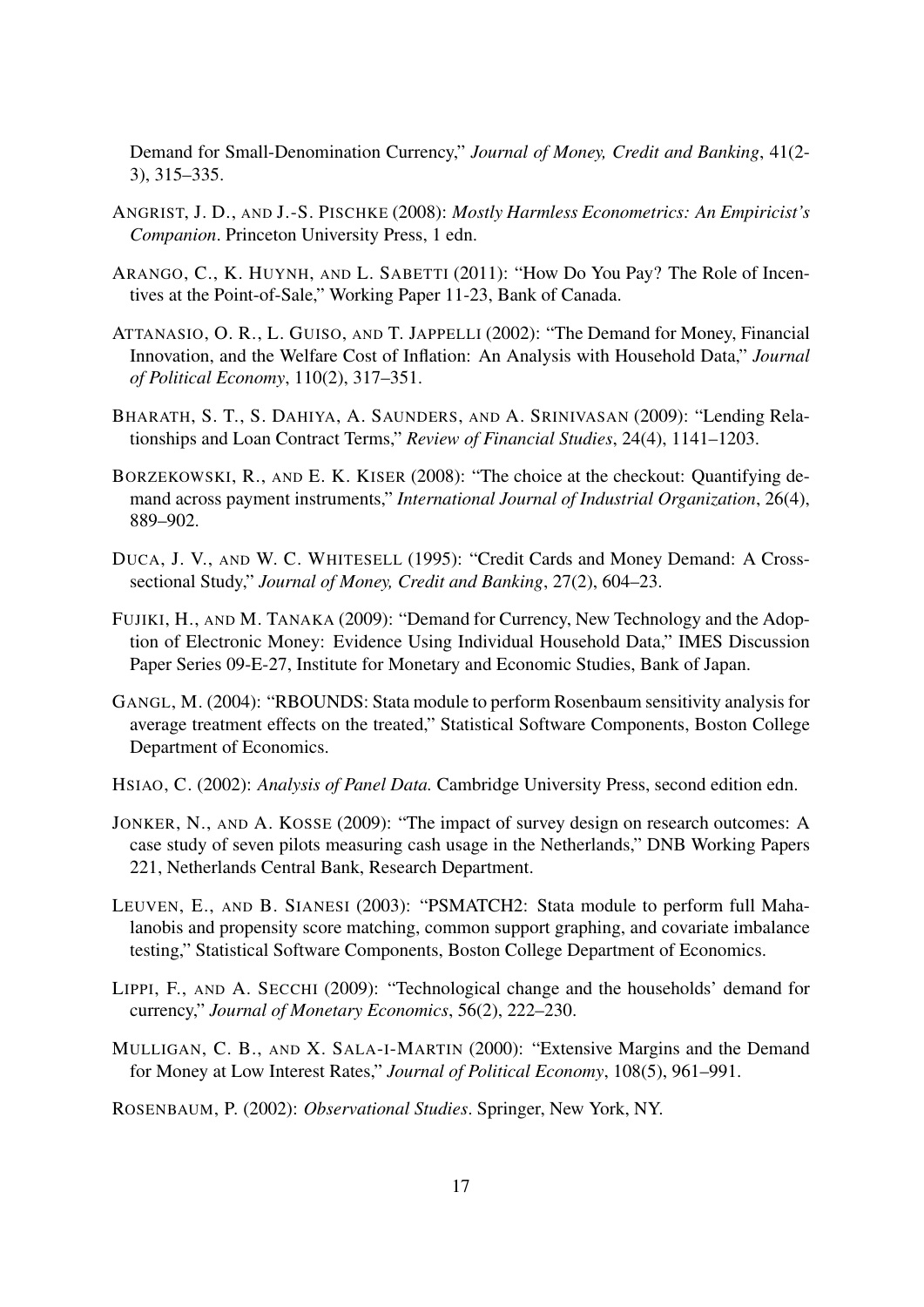Demand for Small-Denomination Currency," *Journal of Money, Credit and Banking*, 41(2-3), 315–335.

ANGRIST, J. D., AND J.-S. PISCHKE (2008): *Mostly Harmless Econometrics: An Empiricist's Companion*. Princeton University Press, 1 edn.

ARANGO, C., K. HUYNH, AND L. SABETTI (2011): "How Do You Pay? The Role of Incentives at the Point-of-Sale," Working Paper 11-23, Bank of Canada.

ATTANASIO, O. R., L. GUISO, AND T. JAPPELLI (2002): "The Demand for Money, Financial Innovation, and the Welfare Cost of Inflation: An Analysis with Household Data," *Journal of Political Economy*, 110(2), 317–351.

BHARATH, S. T., S. DAHIYA, A. SAUNDERS, AND A. SRINIVASAN (2009): "Lending Relationships and Loan Contract Terms," *Review of Financial Studies*, 24(4), 1141–1203.

BORZEKOWSKI, R., AND E. K. KISER (2008): "The choice at the checkout: Quantifying demand across payment instruments," *International Journal of Industrial Organization*, 26(4), 889–902.

DUCA, J. V., AND W. C. WHITESELL (1995): "Credit Cards and Money Demand: A Cross-sectional Study," *Journal of Money, Credit and Banking*, 27(2), 604–23.

FUJIKI, H., AND M. TANAKA (2009): "Demand for Currency, New Technology and the Adoption of Electronic Money: Evidence Using Individual Household Data," IMES Discussion Paper Series 09-E-27, Institute for Monetary and Economic Studies, Bank of Japan.

GANGL, M. (2004): "RBOUNDS: Stata module to perform Rosenbaum sensitivity analysis for average treatment effects on the treated," Statistical Software Components, Boston College Department of Economics.

HSIAO, C. (2002): *Analysis of Panel Data.* Cambridge University Press, second edition edn.

JONKER, N., AND A. KOSSE (2009): "The impact of survey design on research outcomes: A case study of seven pilots measuring cash usage in the Netherlands," DNB Working Papers 221, Netherlands Central Bank, Research Department.

LEUVEN, E., AND B. SIANESI (2003): "PSMATCH2: Stata module to perform full Mahalanobis and propensity score matching, common support graphing, and covariate imbalance testing," Statistical Software Components, Boston College Department of Economics.

LIPPI, F., AND A. SECCHI (2009): "Technological change and the households' demand for currency," *Journal of Monetary Economics*, 56(2), 222–230.

MULLIGAN, C. B., AND X. SALA-I-MARTIN (2000): "Extensive Margins and the Demand for Money at Low Interest Rates," *Journal of Political Economy*, 108(5), 961–991.

ROSENBAUM, P. (2002): *Observational Studies*. Springer, New York, NY.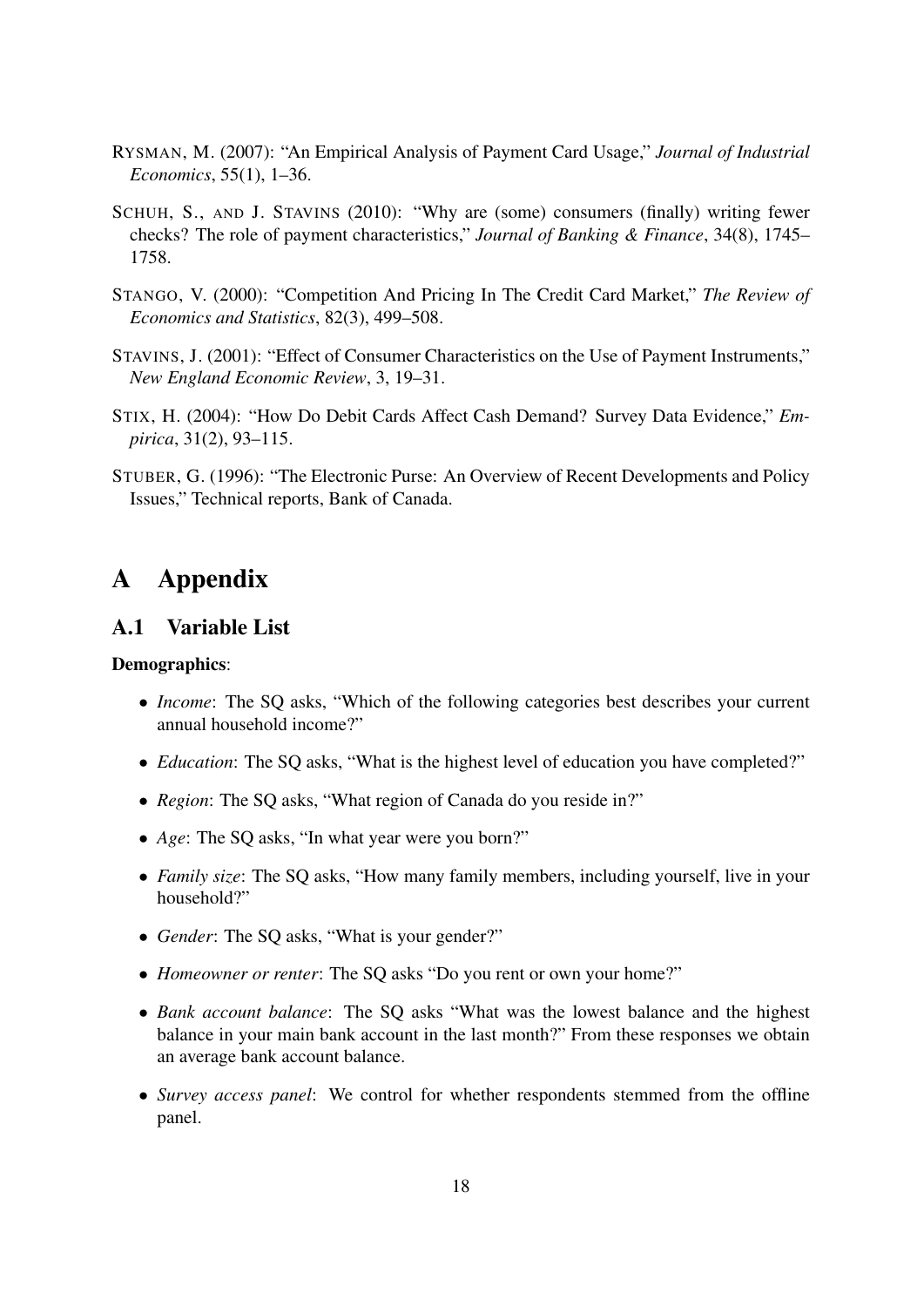RYSMAN, M. (2007): "An Empirical Analysis of Payment Card Usage," *Journal of Industrial Economics*, 55(1), 1–36.

SCHUH, S., AND J. STAVINS (2010): "Why are (some) consumers (finally) writing fewer checks? The role of payment characteristics," *Journal of Banking & Finance*, 34(8), 1745–1758.

STANGO, V. (2000): "Competition And Pricing In The Credit Card Market," *The Review of Economics and Statistics*, 82(3), 499–508.

STAVINS, J. (2001): "Effect of Consumer Characteristics on the Use of Payment Instruments," *New England Economic Review*, 3, 19–31.

STIX, H. (2004): "How Do Debit Cards Affect Cash Demand? Survey Data Evidence," *Empirica*, 31(2), 93–115.

STUBER, G. (1996): "The Electronic Purse: An Overview of Recent Developments and Policy Issues," Technical reports, Bank of Canada.

# A Appendix

## A.1 Variable List

**Demographics**:

- *Income*: The SQ asks, "Which of the following categories best describes your current annual household income?"
- *Education*: The SQ asks, "What is the highest level of education you have completed?"
- *Region*: The SQ asks, "What region of Canada do you reside in?"
- *Age*: The SQ asks, "In what year were you born?"
- *Family size*: The SQ asks, "How many family members, including yourself, live in your household?"
- *Gender*: The SQ asks, "What is your gender?"
- *Homeowner or renter*: The SQ asks "Do you rent or own your home?"
- *Bank account balance*: The SQ asks "What was the lowest balance and the highest balance in your main bank account in the last month?" From these responses we obtain an average bank account balance.
- *Survey access panel*: We control for whether respondents stemmed from the offline panel.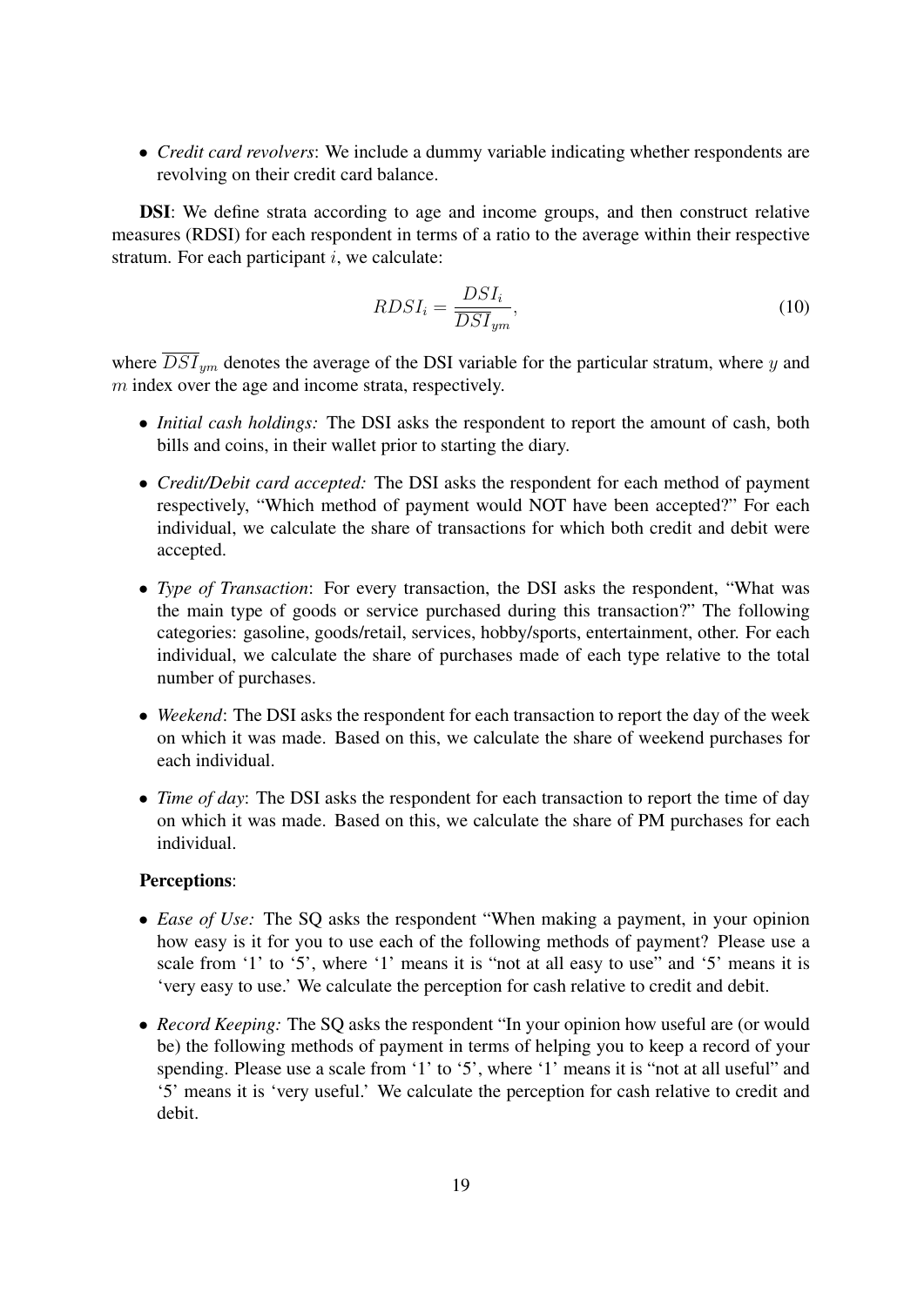- *Credit card revolvers*: We include a dummy variable indicating whether respondents are revolving on their credit card balance.

**DSI**: We define strata according to age and income groups, and then construct relative measures (RDSI) for each respondent in terms of a ratio to the average within their respective stratum. For each participant $i$, we calculate:

$$RDSI_i = \frac{DSI_i}{\overline{DSI}_{ym}}, \tag{10}$$

where $\overline{DSI}_{ym}$ denotes the average of the DSI variable for the particular stratum, where $y$ and $m$ index over the age and income strata, respectively.

- *Initial cash holdings:* The DSI asks the respondent to report the amount of cash, both bills and coins, in their wallet prior to starting the diary.
- *Credit/Debit card accepted:* The DSI asks the respondent for each method of payment respectively, "Which method of payment would NOT have been accepted?" For each individual, we calculate the share of transactions for which both credit and debit were accepted.
- *Type of Transaction*: For every transaction, the DSI asks the respondent, "What was the main type of goods or service purchased during this transaction?" The following categories: gasoline, goods/retail, services, hobby/sports, entertainment, other. For each individual, we calculate the share of purchases made of each type relative to the total number of purchases.
- *Weekend*: The DSI asks the respondent for each transaction to report the day of the week on which it was made. Based on this, we calculate the share of weekend purchases for each individual.
- *Time of day*: The DSI asks the respondent for each transaction to report the time of day on which it was made. Based on this, we calculate the share of PM purchases for each individual.

**Perceptions**:

- *Ease of Use:* The SQ asks the respondent "When making a payment, in your opinion how easy is it for you to use each of the following methods of payment? Please use a scale from '1' to '5', where '1' means it is "not at all easy to use" and '5' means it is 'very easy to use.' We calculate the perception for cash relative to credit and debit.
- *Record Keeping:* The SQ asks the respondent "In your opinion how useful are (or would be) the following methods of payment in terms of helping you to keep a record of your spending. Please use a scale from '1' to '5', where '1' means it is "not at all useful" and '5' means it is 'very useful.' We calculate the perception for cash relative to credit and debit.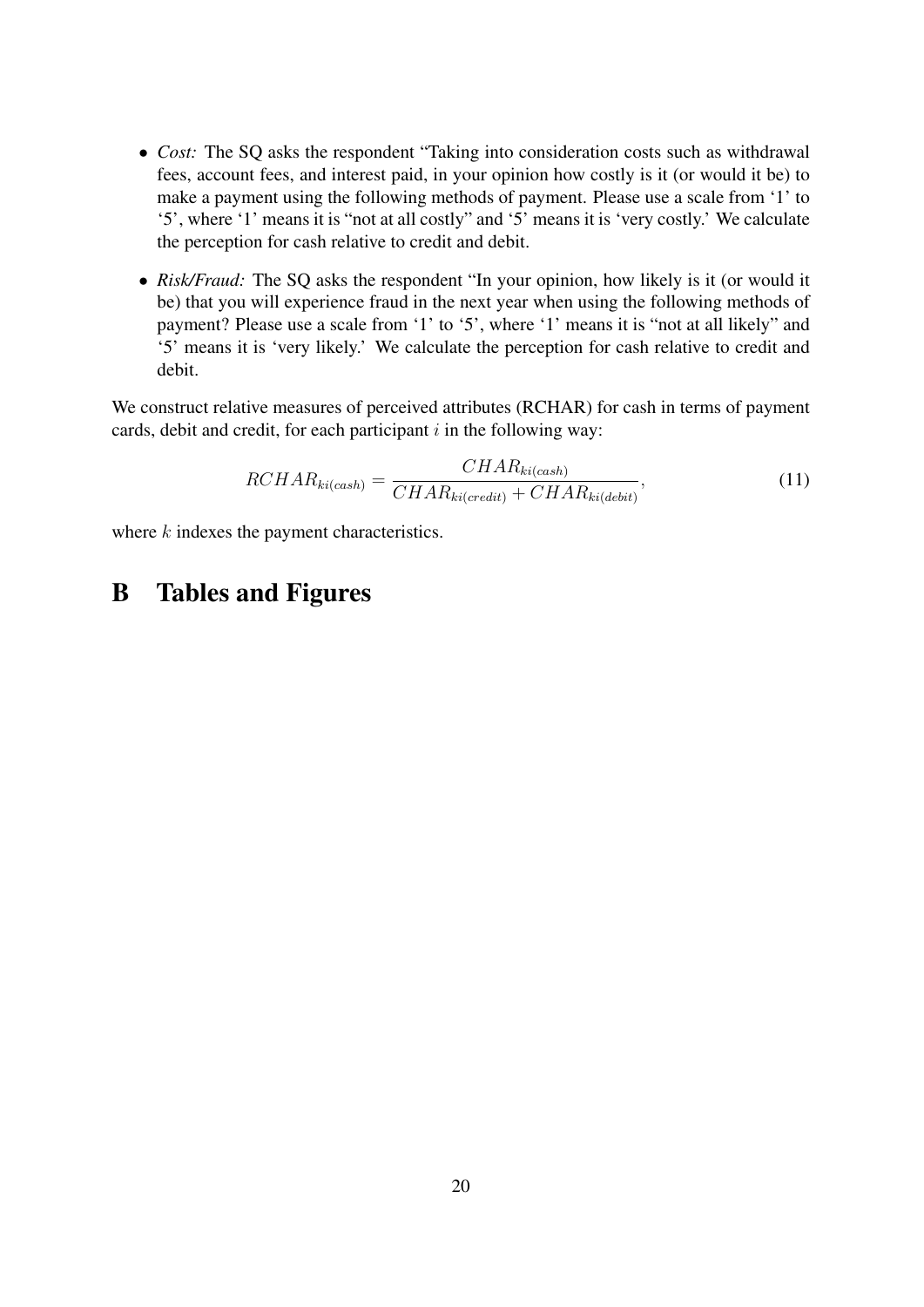- *Cost:* The SQ asks the respondent "Taking into consideration costs such as withdrawal fees, account fees, and interest paid, in your opinion how costly is it (or would it be) to make a payment using the following methods of payment. Please use a scale from '1' to '5', where '1' means it is "not at all costly" and '5' means it is 'very costly.' We calculate the perception for cash relative to credit and debit.

- *Risk/Fraud:* The SQ asks the respondent "In your opinion, how likely is it (or would it be) that you will experience fraud in the next year when using the following methods of payment? Please use a scale from '1' to '5', where '1' means it is "not at all likely" and '5' means it is 'very likely.' We calculate the perception for cash relative to credit and debit.

We construct relative measures of perceived attributes (RCHAR) for cash in terms of payment cards, debit and credit, for each participant $i$ in the following way:

$$RCHAR_{ki(cash)} = \frac{CHAR_{ki(cash)}}{CHAR_{ki(credit)} + CHAR_{ki(debit)}}, \tag{11}$$

where $k$ indexes the payment characteristics.

# B Tables and Figures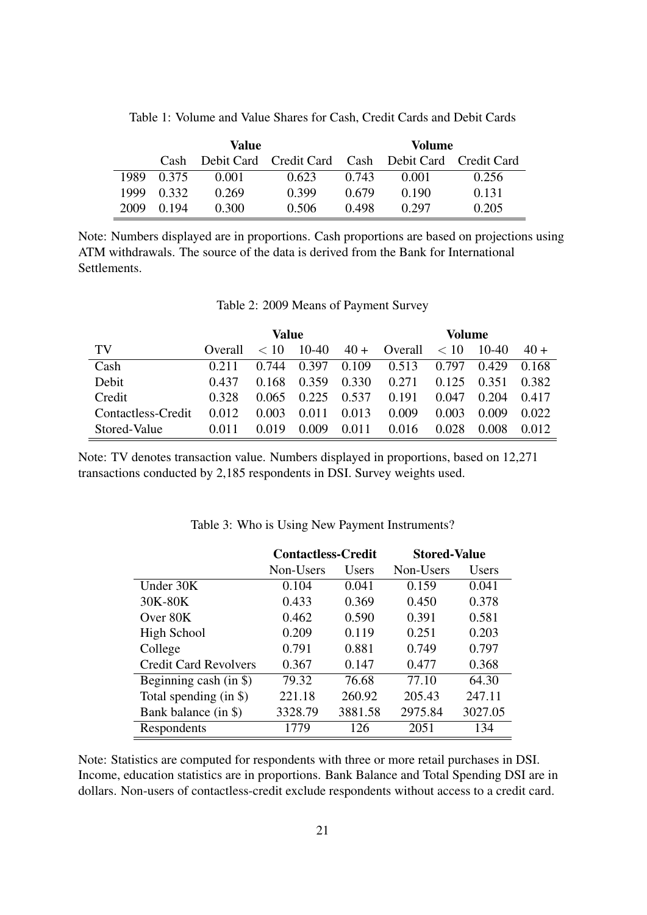Table 1: Volume and Value Shares for Cash, Credit Cards and Debit Cards

| | Value | | | Volume | | |
|---|---|---|---|---|---|---|
| | Cash | Debit Card | Credit Card | Cash | Debit Card | Credit Card |
| 1989 | 0.375 | 0.001 | 0.623 | 0.743 | 0.001 | 0.256 |
| 1999 | 0.332 | 0.269 | 0.399 | 0.679 | 0.190 | 0.131 |
| 2009 | 0.194 | 0.300 | 0.506 | 0.498 | 0.297 | 0.205 |

Note: Numbers displayed are in proportions. Cash proportions are based on projections using ATM withdrawals. The source of the data is derived from the Bank for International Settlements.

Table 2: 2009 Means of Payment Survey

| | Value | | | | Volume | | | |
|---|---|---|---|---|---|---|---|---|
| TV | Overall | $< 10$ | 10-40 | 40 + | Overall | $< 10$ | 10-40 | 40 + |
| Cash | 0.211 | 0.744 | 0.397 | 0.109 | 0.513 | 0.797 | 0.429 | 0.168 |
| Debit | 0.437 | 0.168 | 0.359 | 0.330 | 0.271 | 0.125 | 0.351 | 0.382 |
| Credit | 0.328 | 0.065 | 0.225 | 0.537 | 0.191 | 0.047 | 0.204 | 0.417 |
| Contactless-Credit | 0.012 | 0.003 | 0.011 | 0.013 | 0.009 | 0.003 | 0.009 | 0.022 |
| Stored-Value | 0.011 | 0.019 | 0.009 | 0.011 | 0.016 | 0.028 | 0.008 | 0.012 |

Note: TV denotes transaction value. Numbers displayed in proportions, based on 12,271 transactions conducted by 2,185 respondents in DSI. Survey weights used.

Table 3: Who is Using New Payment Instruments?

| | Contactless-Credit | | Stored-Value | |
|---|---|---|---|---|
| | Non-Users | Users | Non-Users | Users |
| Under 30K | 0.104 | 0.041 | 0.159 | 0.041 |
| 30K-80K | 0.433 | 0.369 | 0.450 | 0.378 |
| Over 80K | 0.462 | 0.590 | 0.391 | 0.581 |
| High School | 0.209 | 0.119 | 0.251 | 0.203 |
| College | 0.791 | 0.881 | 0.749 | 0.797 |
| Credit Card Revolvers | 0.367 | 0.147 | 0.477 | 0.368 |
| Beginning cash (in \$) | 79.32 | 76.68 | 77.10 | 64.30 |
| Total spending (in \$) | 221.18 | 260.92 | 205.43 | 247.11 |
| Bank balance (in \$) | 3328.79 | 3881.58 | 2975.84 | 3027.05 |
| Respondents | 1779 | 126 | 2051 | 134 |

Note: Statistics are computed for respondents with three or more retail purchases in DSI. Income, education statistics are in proportions. Bank Balance and Total Spending DSI are in dollars. Non-users of contactless-credit exclude respondents without access to a credit card.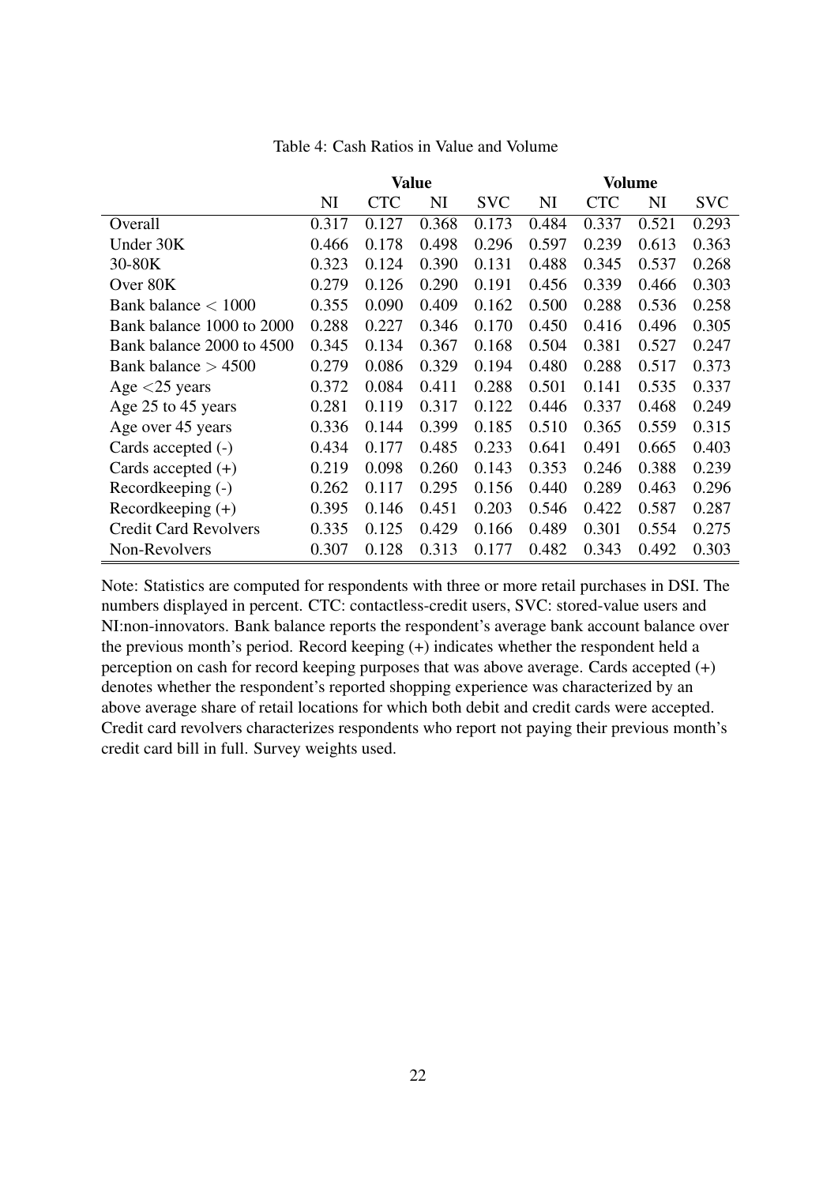Table 4: Cash Ratios in Value and Volume

| | Value | | | | Volume | | | |
|---|---|---|---|---|---|---|---|---|
| | NI | CTC | NI | SVC | NI | CTC | NI | SVC |
| Overall | 0.317 | 0.127 | 0.368 | 0.173 | 0.484 | 0.337 | 0.521 | 0.293 |
| Under 30K | 0.466 | 0.178 | 0.498 | 0.296 | 0.597 | 0.239 | 0.613 | 0.363 |
| 30-80K | 0.323 | 0.124 | 0.390 | 0.131 | 0.488 | 0.345 | 0.537 | 0.268 |
| Over 80K | 0.279 | 0.126 | 0.290 | 0.191 | 0.456 | 0.339 | 0.466 | 0.303 |
| Bank balance $< 1000$ | 0.355 | 0.090 | 0.409 | 0.162 | 0.500 | 0.288 | 0.536 | 0.258 |
| Bank balance 1000 to 2000 | 0.288 | 0.227 | 0.346 | 0.170 | 0.450 | 0.416 | 0.496 | 0.305 |
| Bank balance 2000 to 4500 | 0.345 | 0.134 | 0.367 | 0.168 | 0.504 | 0.381 | 0.527 | 0.247 |
| Bank balance $> 4500$ | 0.279 | 0.086 | 0.329 | 0.194 | 0.480 | 0.288 | 0.517 | 0.373 |
| Age $<$25 years | 0.372 | 0.084 | 0.411 | 0.288 | 0.501 | 0.141 | 0.535 | 0.337 |
| Age 25 to 45 years | 0.281 | 0.119 | 0.317 | 0.122 | 0.446 | 0.337 | 0.468 | 0.249 |
| Age over 45 years | 0.336 | 0.144 | 0.399 | 0.185 | 0.510 | 0.365 | 0.559 | 0.315 |
| Cards accepted (-) | 0.434 | 0.177 | 0.485 | 0.233 | 0.641 | 0.491 | 0.665 | 0.403 |
| Cards accepted (+) | 0.219 | 0.098 | 0.260 | 0.143 | 0.353 | 0.246 | 0.388 | 0.239 |
| Recordkeeping (-) | 0.262 | 0.117 | 0.295 | 0.156 | 0.440 | 0.289 | 0.463 | 0.296 |
| Recordkeeping (+) | 0.395 | 0.146 | 0.451 | 0.203 | 0.546 | 0.422 | 0.587 | 0.287 |
| Credit Card Revolvers | 0.335 | 0.125 | 0.429 | 0.166 | 0.489 | 0.301 | 0.554 | 0.275 |
| Non-Revolvers | 0.307 | 0.128 | 0.313 | 0.177 | 0.482 | 0.343 | 0.492 | 0.303 |

Note: Statistics are computed for respondents with three or more retail purchases in DSI. The numbers displayed in percent. CTC: contactless-credit users, SVC: stored-value users and NI:non-innovators. Bank balance reports the respondent's average bank account balance over the previous month's period. Record keeping (+) indicates whether the respondent held a perception on cash for record keeping purposes that was above average. Cards accepted (+) denotes whether the respondent's reported shopping experience was characterized by an above average share of retail locations for which both debit and credit cards were accepted. Credit card revolvers characterizes respondents who report not paying their previous month's credit card bill in full. Survey weights used.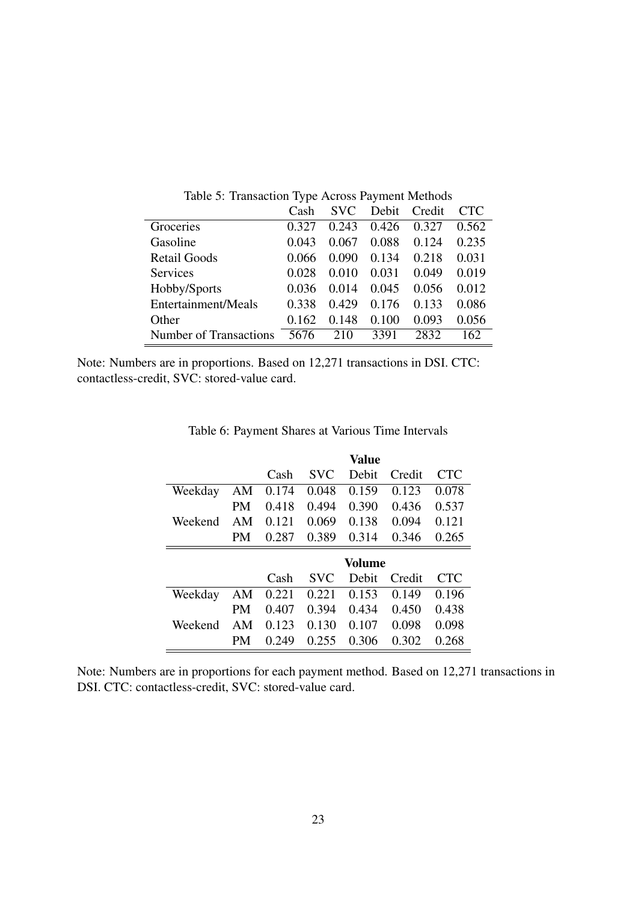Table 5: Transaction Type Across Payment Methods

| | Cash | SVC | Debit | Credit | CTC |
|---|---|---|---|---|---|
| Groceries | 0.327 | 0.243 | 0.426 | 0.327 | 0.562 |
| Gasoline | 0.043 | 0.067 | 0.088 | 0.124 | 0.235 |
| Retail Goods | 0.066 | 0.090 | 0.134 | 0.218 | 0.031 |
| Services | 0.028 | 0.010 | 0.031 | 0.049 | 0.019 |
| Hobby/Sports | 0.036 | 0.014 | 0.045 | 0.056 | 0.012 |
| Entertainment/Meals | 0.338 | 0.429 | 0.176 | 0.133 | 0.086 |
| Other | 0.162 | 0.148 | 0.100 | 0.093 | 0.056 |
| Number of Transactions | 5676 | 210 | 3391 | 2832 | 162 |

Note: Numbers are in proportions. Based on 12,271 transactions in DSI. CTC: contactless-credit, SVC: stored-value card.

Table 6: Payment Shares at Various Time Intervals

| | | **Value** | | | | |
|---|---|---|---|---|---|---|
| | | Cash | SVC | Debit | Credit | CTC |
| Weekday | AM | 0.174 | 0.048 | 0.159 | 0.123 | 0.078 |
| | PM | 0.418 | 0.494 | 0.390 | 0.436 | 0.537 |
| Weekend | AM | 0.121 | 0.069 | 0.138 | 0.094 | 0.121 |
| | PM | 0.287 | 0.389 | 0.314 | 0.346 | 0.265 |
| | | **Volume** | | | | |
| | | Cash | SVC | Debit | Credit | CTC |
| Weekday | AM | 0.221 | 0.221 | 0.153 | 0.149 | 0.196 |
| | PM | 0.407 | 0.394 | 0.434 | 0.450 | 0.438 |
| Weekend | AM | 0.123 | 0.130 | 0.107 | 0.098 | 0.098 |
| | PM | 0.249 | 0.255 | 0.306 | 0.302 | 0.268 |

Note: Numbers are in proportions for each payment method. Based on 12,271 transactions in DSI. CTC: contactless-credit, SVC: stored-value card.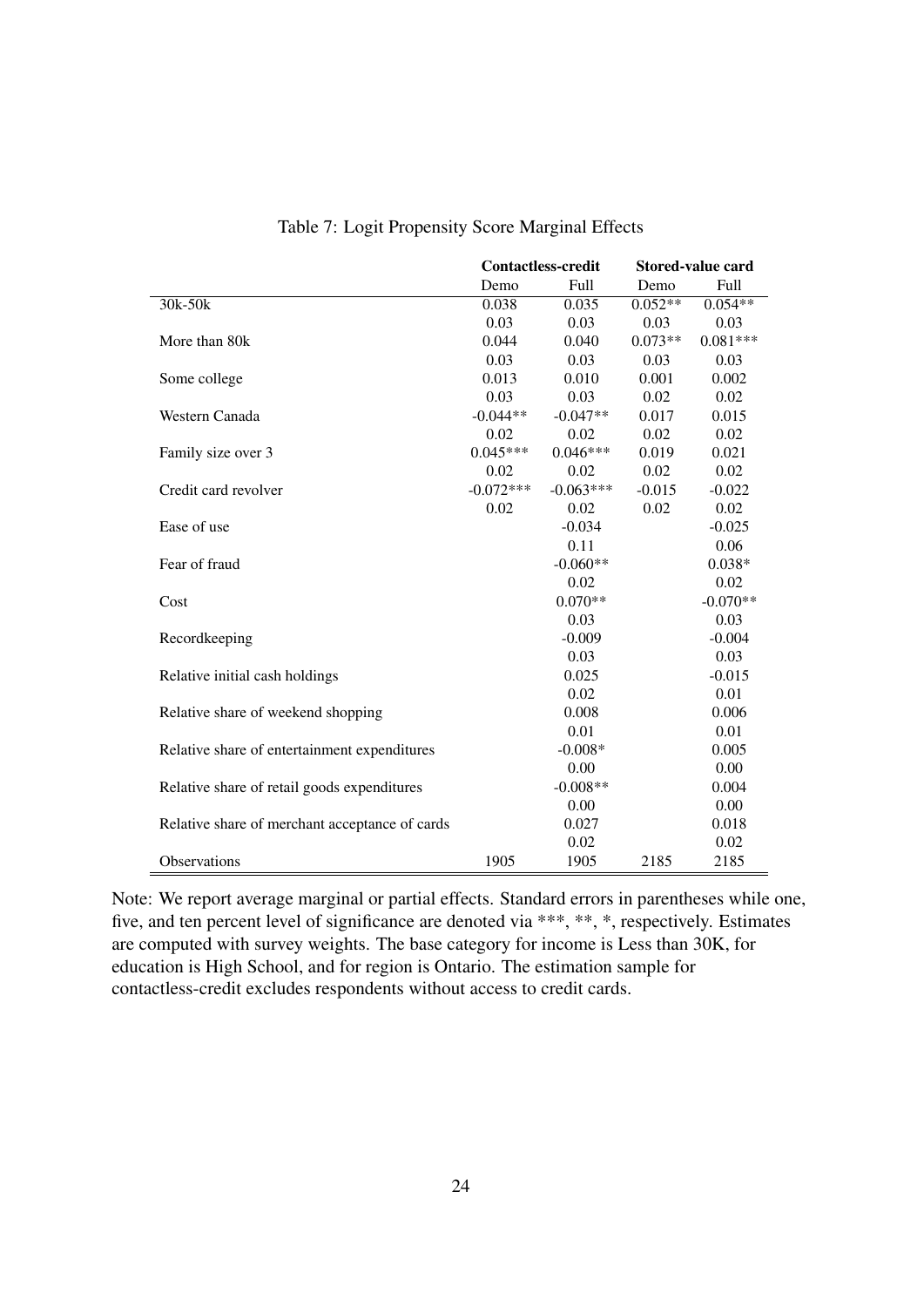Table 7: Logit Propensity Score Marginal Effects

| | Contactless-credit | | Stored-value card | |
|---|---|---|---|---|
| | Demo | Full | Demo | Full |
| 30k-50k | 0.038 | 0.035 | 0.052** | 0.054** |
| | 0.03 | 0.03 | 0.03 | 0.03 |
| More than 80k | 0.044 | 0.040 | 0.073** | 0.081*** |
| | 0.03 | 0.03 | 0.03 | 0.03 |
| Some college | 0.013 | 0.010 | 0.001 | 0.002 |
| | 0.03 | 0.03 | 0.02 | 0.02 |
| Western Canada | -0.044** | -0.047** | 0.017 | 0.015 |
| | 0.02 | 0.02 | 0.02 | 0.02 |
| Family size over 3 | 0.045*** | 0.046*** | 0.019 | 0.021 |
| | 0.02 | 0.02 | 0.02 | 0.02 |
| Credit card revolver | -0.072*** | -0.063*** | -0.015 | -0.022 |
| | 0.02 | 0.02 | 0.02 | 0.02 |
| Ease of use | | -0.034 | | -0.025 |
| | | 0.11 | | 0.06 |
| Fear of fraud | | -0.060** | | 0.038* |
| | | 0.02 | | 0.02 |
| Cost | | 0.070** | | -0.070** |
| | | 0.03 | | 0.03 |
| Recordkeeping | | -0.009 | | -0.004 |
| | | 0.03 | | 0.03 |
| Relative initial cash holdings | | 0.025 | | -0.015 |
| | | 0.02 | | 0.01 |
| Relative share of weekend shopping | | 0.008 | | 0.006 |
| | | 0.01 | | 0.01 |
| Relative share of entertainment expenditures | | -0.008* | | 0.005 |
| | | 0.00 | | 0.00 |
| Relative share of retail goods expenditures | | -0.008** | | 0.004 |
| | | 0.00 | | 0.00 |
| Relative share of merchant acceptance of cards | | 0.027 | | 0.018 |
| | | 0.02 | | 0.02 |
| Observations | 1905 | 1905 | 2185 | 2185 |

Note: We report average marginal or partial effects. Standard errors in parentheses while one, five, and ten percent level of significance are denoted via ***, **, *, respectively. Estimates are computed with survey weights. The base category for income is Less than 30K, for education is High School, and for region is Ontario. The estimation sample for contactless-credit excludes respondents without access to credit cards.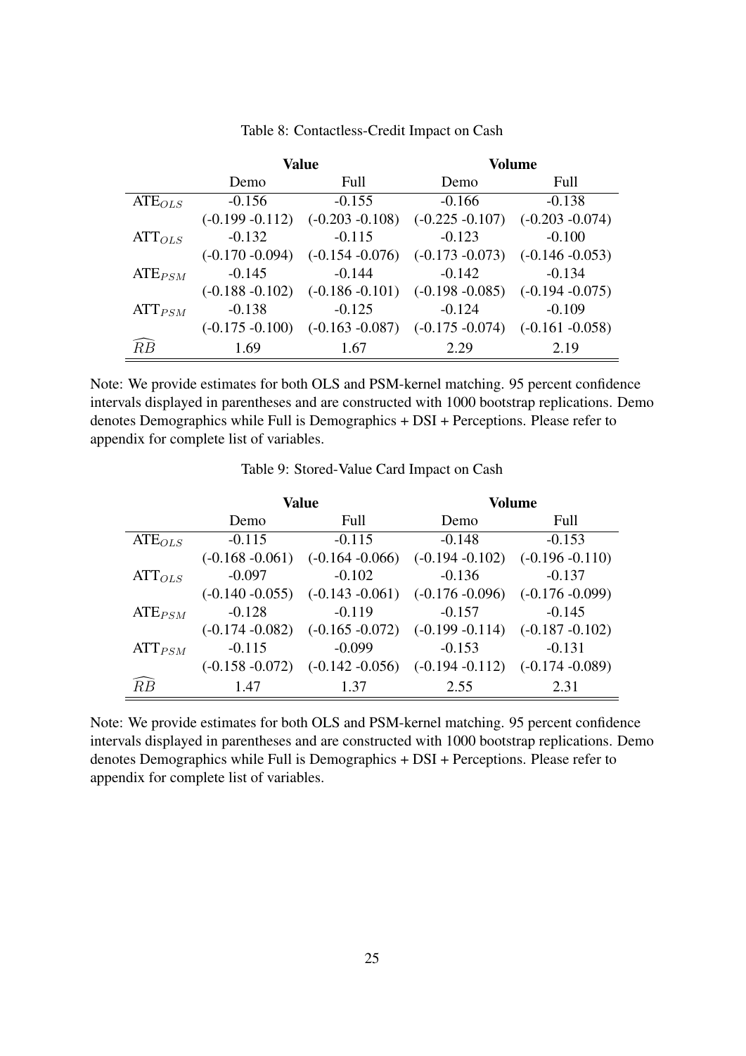Table 8: Contactless-Credit Impact on Cash

| | Value | | Volume | |
|---|---|---|---|---|
| | Demo | Full | Demo | Full |
| $\text{ATE}_{OLS}$ | -0.156 | -0.155 | -0.166 | -0.138 |
| | (-0.199 -0.112) | (-0.203 -0.108) | (-0.225 -0.107) | (-0.203 -0.074) |
| $\text{ATT}_{OLS}$ | -0.132 | -0.115 | -0.123 | -0.100 |
| | (-0.170 -0.094) | (-0.154 -0.076) | (-0.173 -0.073) | (-0.146 -0.053) |
| $\text{ATE}_{PSM}$ | -0.145 | -0.144 | -0.142 | -0.134 |
| | (-0.188 -0.102) | (-0.186 -0.101) | (-0.198 -0.085) | (-0.194 -0.075) |
| $\text{ATT}_{PSM}$ | -0.138 | -0.125 | -0.124 | -0.109 |
| | (-0.175 -0.100) | (-0.163 -0.087) | (-0.175 -0.074) | (-0.161 -0.058) |
| $\widehat{RB}$ | 1.69 | 1.67 | 2.29 | 2.19 |

Note: We provide estimates for both OLS and PSM-kernel matching. 95 percent confidence intervals displayed in parentheses and are constructed with 1000 bootstrap replications. Demo denotes Demographics while Full is Demographics + DSI + Perceptions. Please refer to appendix for complete list of variables.

Table 9: Stored-Value Card Impact on Cash

| | Value | | Volume | |
|---|---|---|---|---|
| | Demo | Full | Demo | Full |
| $\text{ATE}_{OLS}$ | -0.115 | -0.115 | -0.148 | -0.153 |
| | (-0.168 -0.061) | (-0.164 -0.066) | (-0.194 -0.102) | (-0.196 -0.110) |
| $\text{ATT}_{OLS}$ | -0.097 | -0.102 | -0.136 | -0.137 |
| | (-0.140 -0.055) | (-0.143 -0.061) | (-0.176 -0.096) | (-0.176 -0.099) |
| $\text{ATE}_{PSM}$ | -0.128 | -0.119 | -0.157 | -0.145 |
| | (-0.174 -0.082) | (-0.165 -0.072) | (-0.199 -0.114) | (-0.187 -0.102) |
| $\text{ATT}_{PSM}$ | -0.115 | -0.099 | -0.153 | -0.131 |
| | (-0.158 -0.072) | (-0.142 -0.056) | (-0.194 -0.112) | (-0.174 -0.089) |
| $\widehat{RB}$ | 1.47 | 1.37 | 2.55 | 2.31 |

Note: We provide estimates for both OLS and PSM-kernel matching. 95 percent confidence intervals displayed in parentheses and are constructed with 1000 bootstrap replications. Demo denotes Demographics while Full is Demographics + DSI + Perceptions. Please refer to appendix for complete list of variables.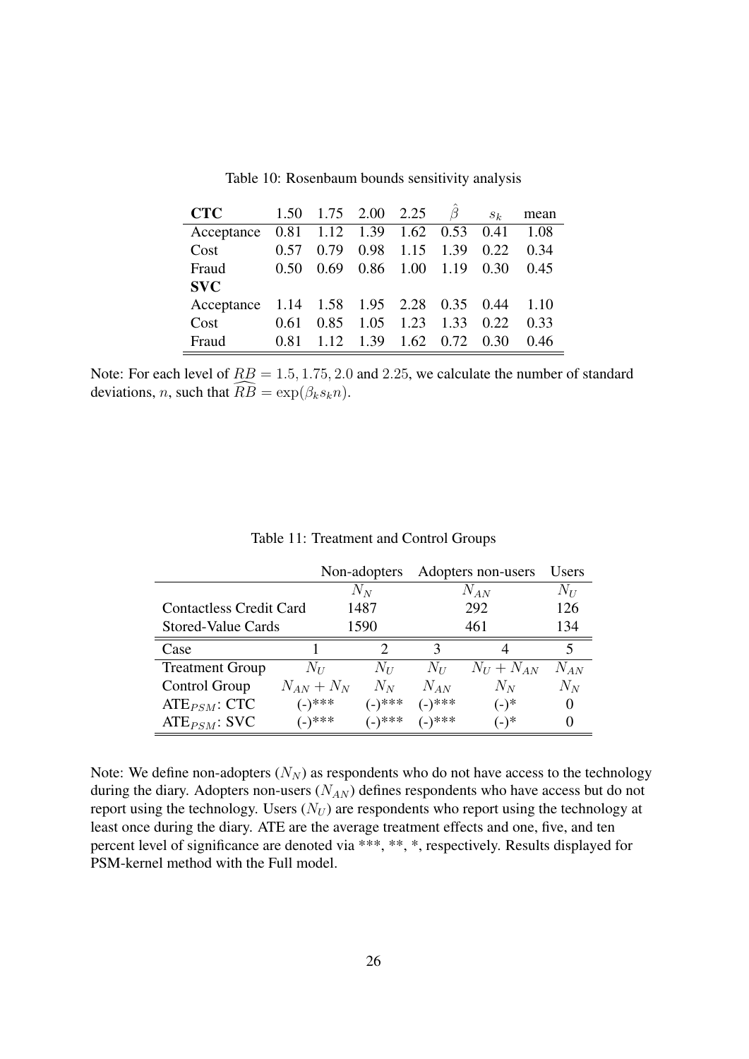Table 10: Rosenbaum bounds sensitivity analysis

| **CTC** | 1.50 | 1.75 | 2.00 | 2.25 | $\hat{\beta}$ | $s_k$ | mean |
|---|---|---|---|---|---|---|---|
| Acceptance | 0.81 | 1.12 | 1.39 | 1.62 | 0.53 | 0.41 | 1.08 |
| Cost | 0.57 | 0.79 | 0.98 | 1.15 | 1.39 | 0.22 | 0.34 |
| Fraud | 0.50 | 0.69 | 0.86 | 1.00 | 1.19 | 0.30 | 0.45 |
| **SVC** | | | | | | | |
| Acceptance | 1.14 | 1.58 | 1.95 | 2.28 | 0.35 | 0.44 | 1.10 |
| Cost | 0.61 | 0.85 | 1.05 | 1.23 | 1.33 | 0.22 | 0.33 |
| Fraud | 0.81 | 1.12 | 1.39 | 1.62 | 0.72 | 0.30 | 0.46 |

Note: For each level of $RB = 1.5, 1.75, 2.0$ and $2.25$, we calculate the number of standard deviations, $n$, such that $\widehat{RB} = \exp(\beta_k s_k n)$.

Table 11: Treatment and Control Groups

| | Non-adopters | | Adopters non-users | | Users |
|---|---|---|---|---|---|
| | $N_N$ | | $N_{AN}$ | | $N_U$ |
| Contactless Credit Card | 1487 | | 292 | | 126 |
| Stored-Value Cards | 1590 | | 461 | | 134 |
| Case | 1 | 2 | 3 | 4 | 5 |
| Treatment Group | $N_U$ | $N_U$ | $N_U$ | $N_U + N_{AN}$ | $N_{AN}$ |
| Control Group | $N_{AN} + N_N$ | $N_N$ | $N_{AN}$ | $N_N$ | $N_N$ |
| $\text{ATE}_{PSM}$: CTC | (-)*** | (-)*** | (-)*** | (-)* | 0 |
| $\text{ATE}_{PSM}$: SVC | (-)*** | (-)*** | (-)*** | (-)* | 0 |

Note: We define non-adopters ($N_N$) as respondents who do not have access to the technology during the diary. Adopters non-users ($N_{AN}$) defines respondents who have access but do not report using the technology. Users ($N_U$) are respondents who report using the technology at least once during the diary. ATE are the average treatment effects and one, five, and ten percent level of significance are denoted via ***, **, *, respectively. Results displayed for PSM-kernel method with the Full model.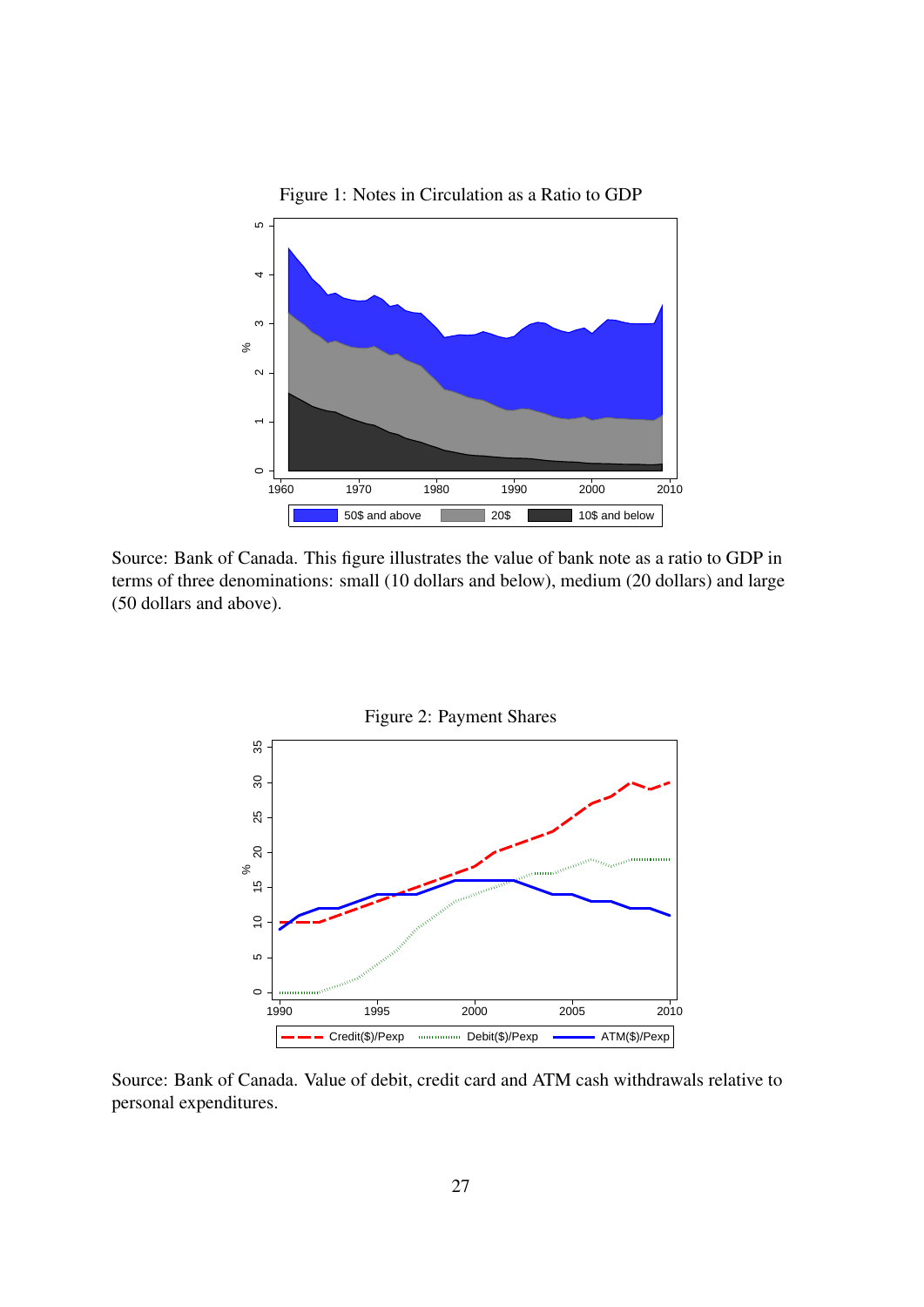Figure 1: Notes in Circulation as a Ratio to GDP

Source: Bank of Canada. This figure illustrates the value of bank note as a ratio to GDP in terms of three denominations: small (10 dollars and below), medium (20 dollars) and large (50 dollars and above).

Figure 2: Payment Shares

Source: Bank of Canada. Value of debit, credit card and ATM cash withdrawals relative to personal expenditures.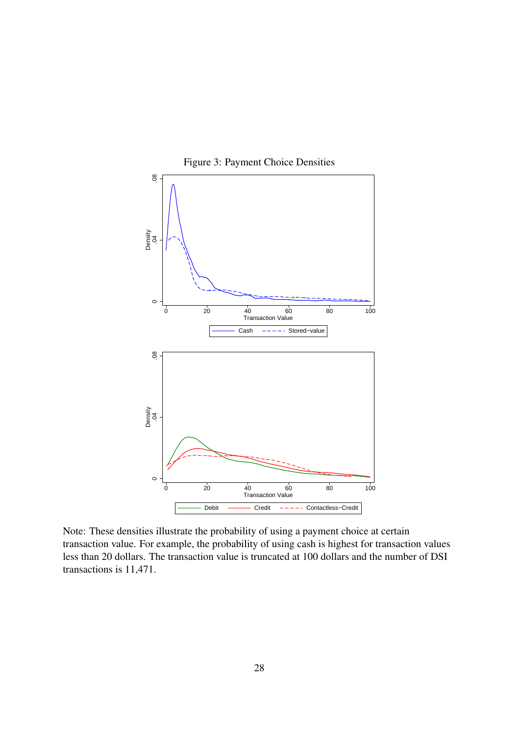Figure 3: Payment Choice Densities

Note: These densities illustrate the probability of using a payment choice at certain transaction value. For example, the probability of using cash is highest for transaction values less than 20 dollars. The transaction value is truncated at 100 dollars and the number of DSI transactions is 11,471.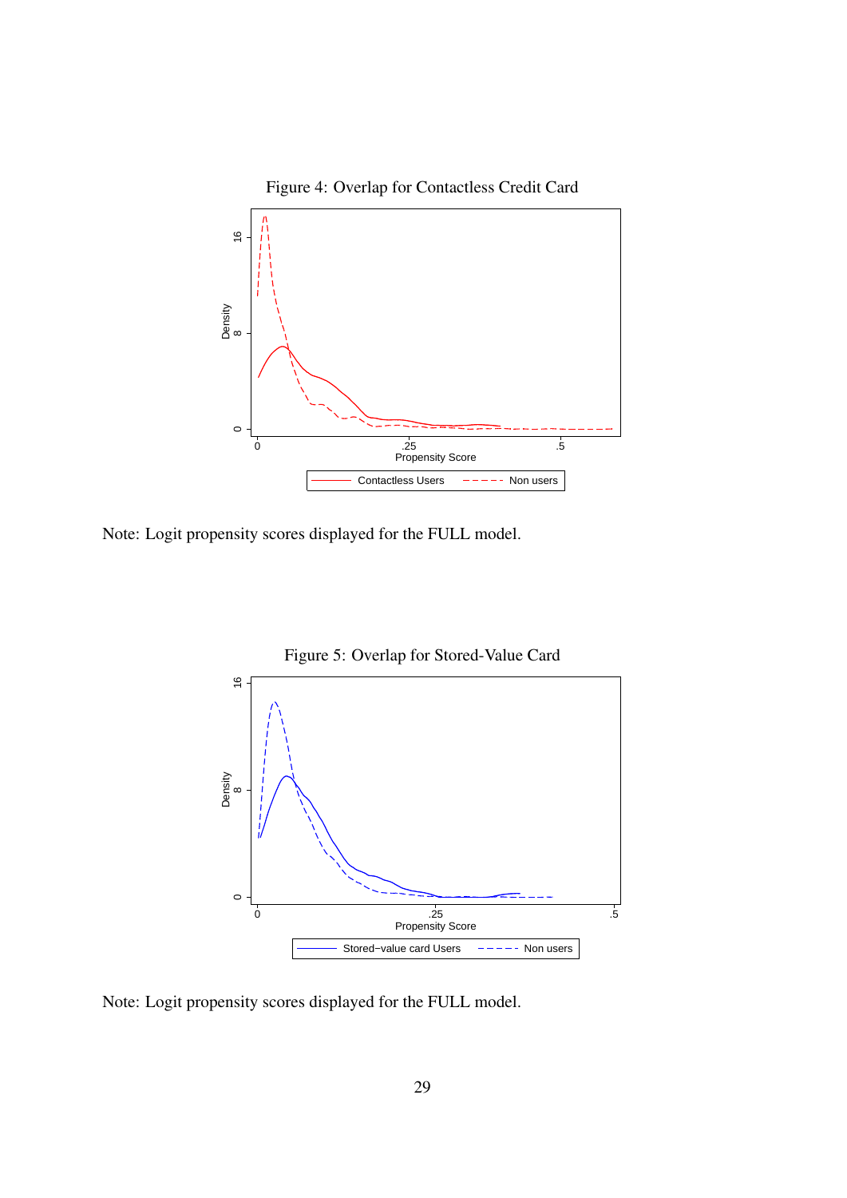Figure 4: Overlap for Contactless Credit Card

Note: Logit propensity scores displayed for the FULL model.

Figure 5: Overlap for Stored-Value Card

Note: Logit propensity scores displayed for the FULL model.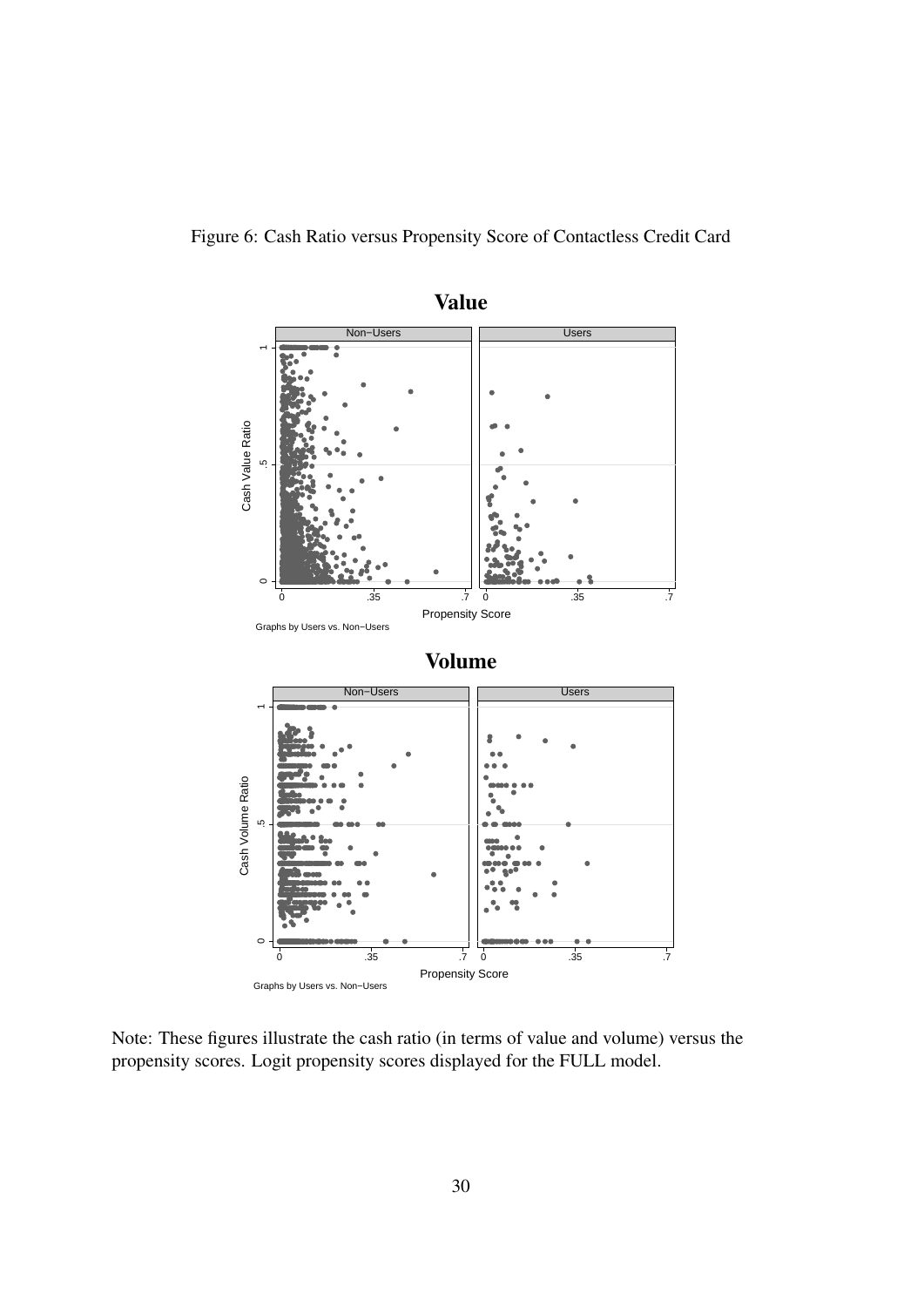Figure 6: Cash Ratio versus Propensity Score of Contactless Credit Card

Note: These figures illustrate the cash ratio (in terms of value and volume) versus the propensity scores. Logit propensity scores displayed for the FULL model.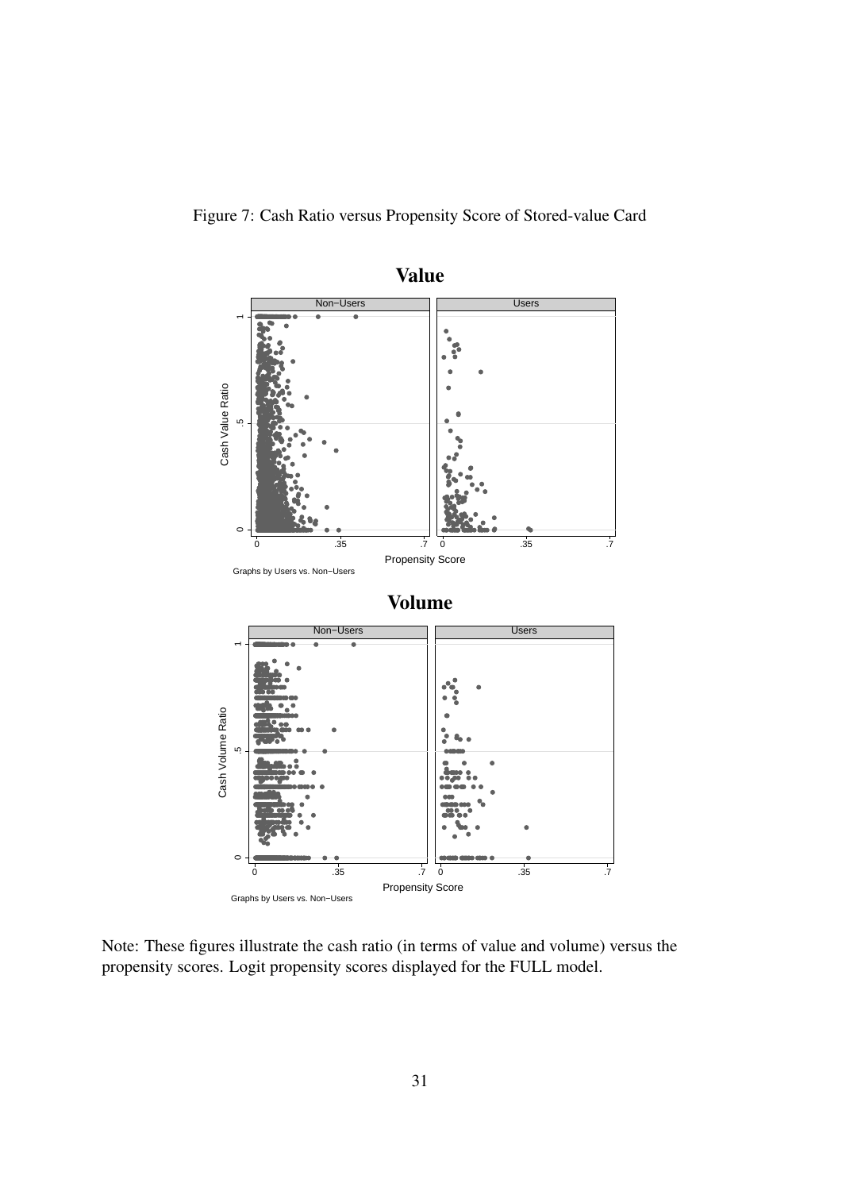Figure 7: Cash Ratio versus Propensity Score of Stored-value Card

**Value**

Non−Users

Users

Cash Value Ratio

0

.5

1

0

.35

.7

0

.35

.7

Propensity Score

Graphs by Users vs. Non−Users

**Volume**

Non−Users

Users

Cash Volume Ratio

0

.5

1

0

.35

.7

0

.35

.7

Propensity Score

Graphs by Users vs. Non−Users

Note: These figures illustrate the cash ratio (in terms of value and volume) versus the propensity scores. Logit propensity scores displayed for the FULL model.